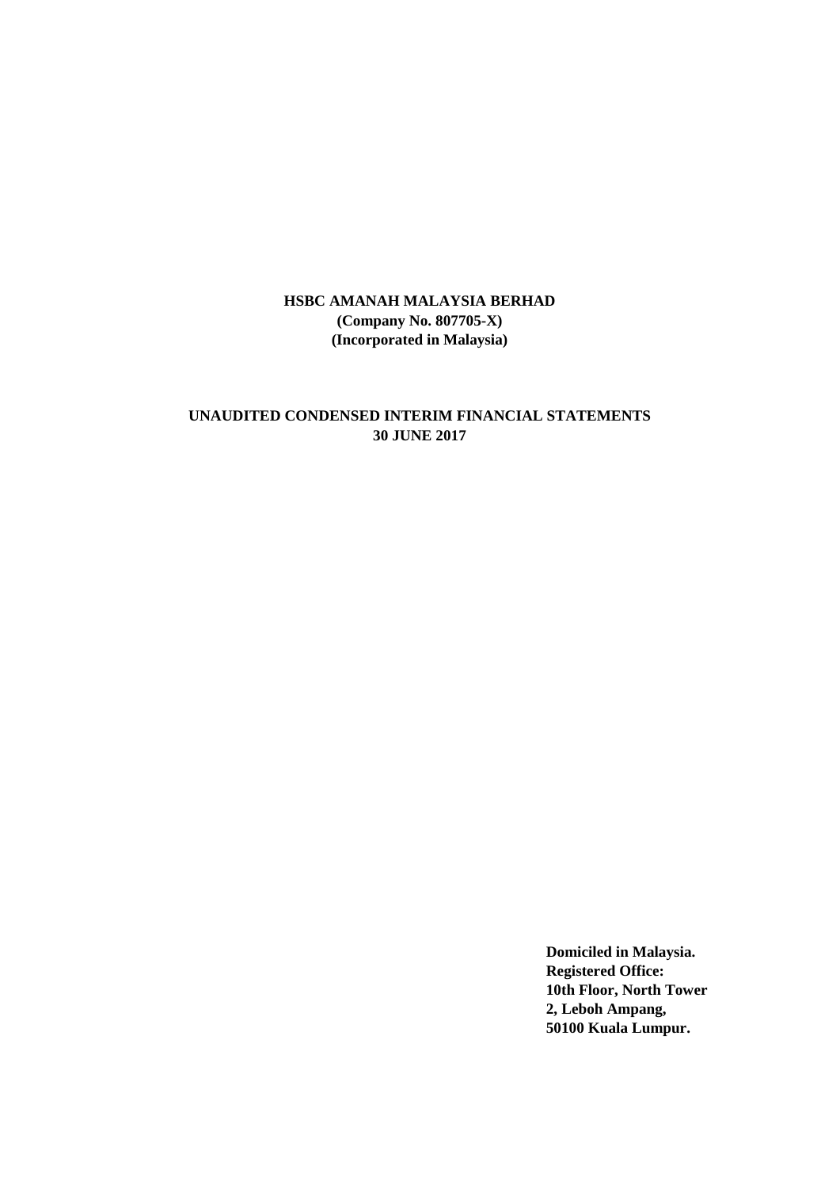# HSBC AMANAH MALAYSIA BERHAD

**(Company No. 807705-X)**
**(Incorporated in Malaysia)**

## UNAUDITED CONDENSED INTERIM FINANCIAL STATEMENTS
## 30 JUNE 2017

**Domiciled in Malaysia.**
**Registered Office:**
**10th Floor, North Tower**
**2, Leboh Ampang,**
**50100 Kuala Lumpur.**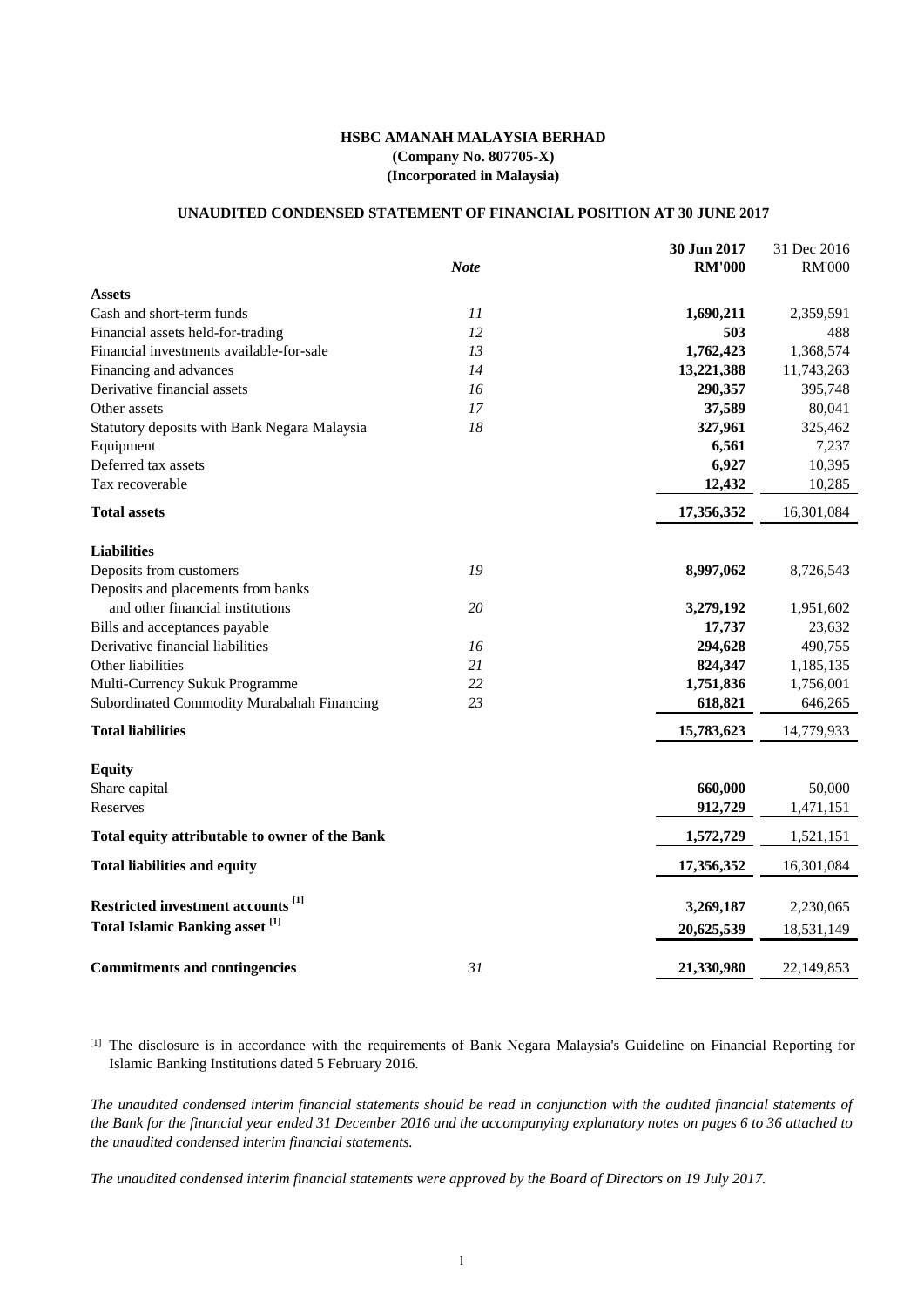**HSBC AMANAH MALAYSIA BERHAD**
**(Company No. 807705-X)**
**(Incorporated in Malaysia)**

**UNAUDITED CONDENSED STATEMENT OF FINANCIAL POSITION AT 30 JUNE 2017**

| | *Note* | **30 Jun 2017 RM'000** | 31 Dec 2016 RM'000 |
|---|---|---|---|
| **Assets** | | | |
| Cash and short-term funds | *11* | **1,690,211** | 2,359,591 |
| Financial assets held-for-trading | *12* | **503** | 488 |
| Financial investments available-for-sale | *13* | **1,762,423** | 1,368,574 |
| Financing and advances | *14* | **13,221,388** | 11,743,263 |
| Derivative financial assets | *16* | **290,357** | 395,748 |
| Other assets | *17* | **37,589** | 80,041 |
| Statutory deposits with Bank Negara Malaysia | *18* | **327,961** | 325,462 |
| Equipment | | **6,561** | 7,237 |
| Deferred tax assets | | **6,927** | 10,395 |
| Tax recoverable | | **12,432** | 10,285 |
| **Total assets** | | **17,356,352** | 16,301,084 |
| **Liabilities** | | | |
| Deposits from customers | *19* | **8,997,062** | 8,726,543 |
| Deposits and placements from banks and other financial institutions | *20* | **3,279,192** | 1,951,602 |
| Bills and acceptances payable | | **17,737** | 23,632 |
| Derivative financial liabilities | *16* | **294,628** | 490,755 |
| Other liabilities | *21* | **824,347** | 1,185,135 |
| Multi-Currency Sukuk Programme | *22* | **1,751,836** | 1,756,001 |
| Subordinated Commodity Murabahah Financing | *23* | **618,821** | 646,265 |
| **Total liabilities** | | **15,783,623** | 14,779,933 |
| **Equity** | | | |
| Share capital | | **660,000** | 50,000 |
| Reserves | | **912,729** | 1,471,151 |
| **Total equity attributable to owner of the Bank** | | **1,572,729** | 1,521,151 |
| **Total liabilities and equity** | | **17,356,352** | 16,301,084 |
| **Restricted investment accounts [1]** | | **3,269,187** | 2,230,065 |
| **Total Islamic Banking asset [1]** | | **20,625,539** | 18,531,149 |
| **Commitments and contingencies** | *31* | **21,330,980** | 22,149,853 |

[1] The disclosure is in accordance with the requirements of Bank Negara Malaysia's Guideline on Financial Reporting for Islamic Banking Institutions dated 5 February 2016.

*The unaudited condensed interim financial statements should be read in conjunction with the audited financial statements of the Bank for the financial year ended 31 December 2016 and the accompanying explanatory notes on pages 6 to 36 attached to the unaudited condensed interim financial statements.*

*The unaudited condensed interim financial statements were approved by the Board of Directors on 19 July 2017.*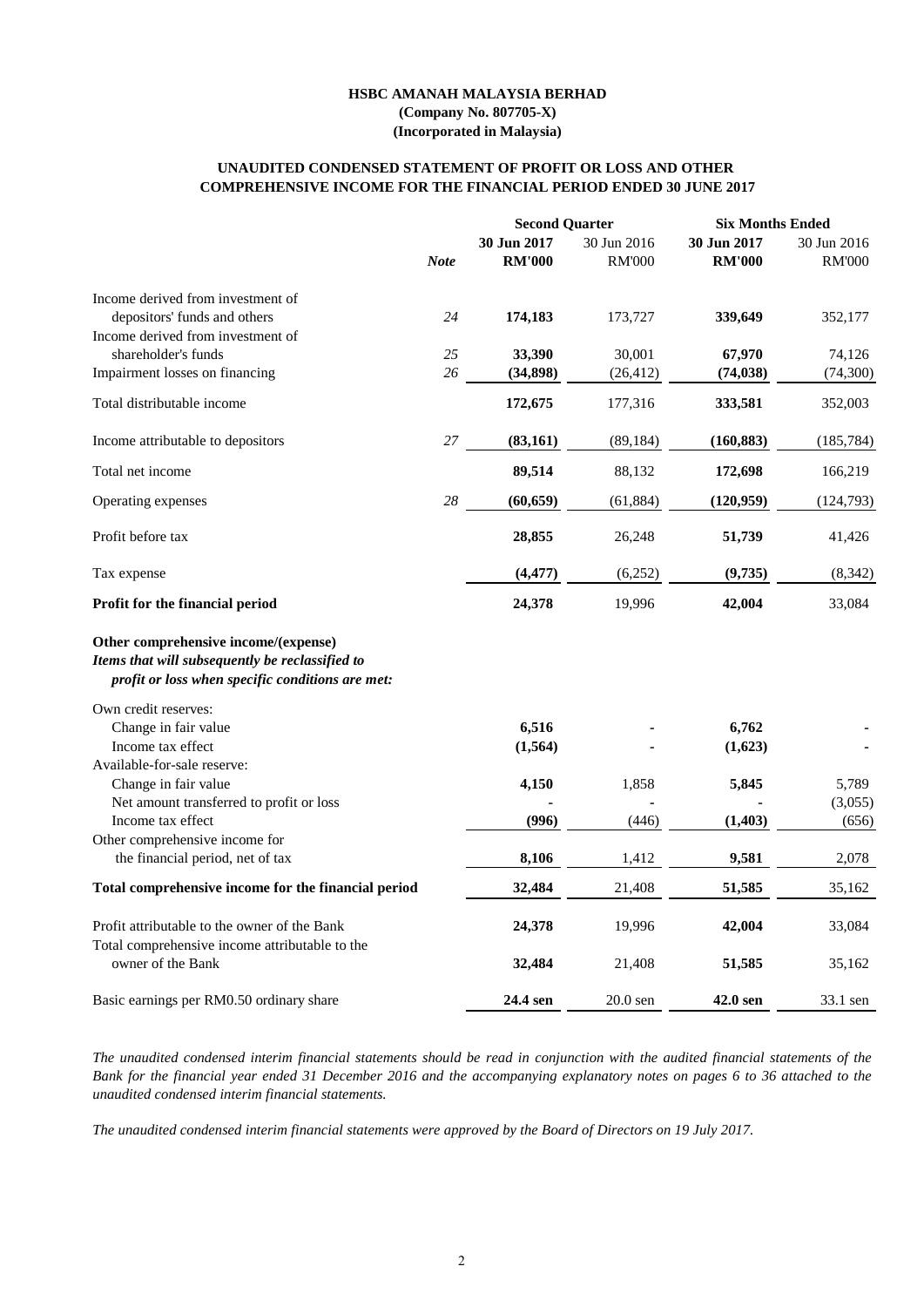**HSBC AMANAH MALAYSIA BERHAD**
**(Company No. 807705-X)**
**(Incorporated in Malaysia)**

**UNAUDITED CONDENSED STATEMENT OF PROFIT OR LOSS AND OTHER COMPREHENSIVE INCOME FOR THE FINANCIAL PERIOD ENDED 30 JUNE 2017**

| | | Second Quarter | | Six Months Ended | |
|---|---|---|---|---|---|
| | *Note* | **30 Jun 2017 RM'000** | 30 Jun 2016 RM'000 | **30 Jun 2017 RM'000** | 30 Jun 2016 RM'000 |
| Income derived from investment of depositors' funds and others | 24 | **174,183** | 173,727 | **339,649** | 352,177 |
| Income derived from investment of shareholder's funds | 25 | **33,390** | 30,001 | **67,970** | 74,126 |
| Impairment losses on financing | 26 | **(34,898)** | (26,412) | **(74,038)** | (74,300) |
| Total distributable income | | **172,675** | 177,316 | **333,581** | 352,003 |
| Income attributable to depositors | 27 | **(83,161)** | (89,184) | **(160,883)** | (185,784) |
| Total net income | | **89,514** | 88,132 | **172,698** | 166,219 |
| Operating expenses | 28 | **(60,659)** | (61,884) | **(120,959)** | (124,793) |
| Profit before tax | | **28,855** | 26,248 | **51,739** | 41,426 |
| Tax expense | | **(4,477)** | (6,252) | **(9,735)** | (8,342) |
| **Profit for the financial period** | | **24,378** | 19,996 | **42,004** | 33,084 |
| **Other comprehensive income/(expense)** | | | | | |
| ***Items that will subsequently be reclassified to profit or loss when specific conditions are met:*** | | | | | |
| Own credit reserves: | | | | | |
| Change in fair value | | **6,516** | - | **6,762** | - |
| Income tax effect | | **(1,564)** | - | **(1,623)** | - |
| Available-for-sale reserve: | | | | | |
| Change in fair value | | **4,150** | 1,858 | **5,845** | 5,789 |
| Net amount transferred to profit or loss | | **-** | - | **-** | (3,055) |
| Income tax effect | | **(996)** | (446) | **(1,403)** | (656) |
| Other comprehensive income for the financial period, net of tax | | **8,106** | 1,412 | **9,581** | 2,078 |
| **Total comprehensive income for the financial period** | | **32,484** | 21,408 | **51,585** | 35,162 |
| Profit attributable to the owner of the Bank | | **24,378** | 19,996 | **42,004** | 33,084 |
| Total comprehensive income attributable to the owner of the Bank | | **32,484** | 21,408 | **51,585** | 35,162 |
| Basic earnings per RM0.50 ordinary share | | **24.4 sen** | 20.0 sen | **42.0 sen** | 33.1 sen |

*The unaudited condensed interim financial statements should be read in conjunction with the audited financial statements of the Bank for the financial year ended 31 December 2016 and the accompanying explanatory notes on pages 6 to 36 attached to the unaudited condensed interim financial statements.*

*The unaudited condensed interim financial statements were approved by the Board of Directors on 19 July 2017.*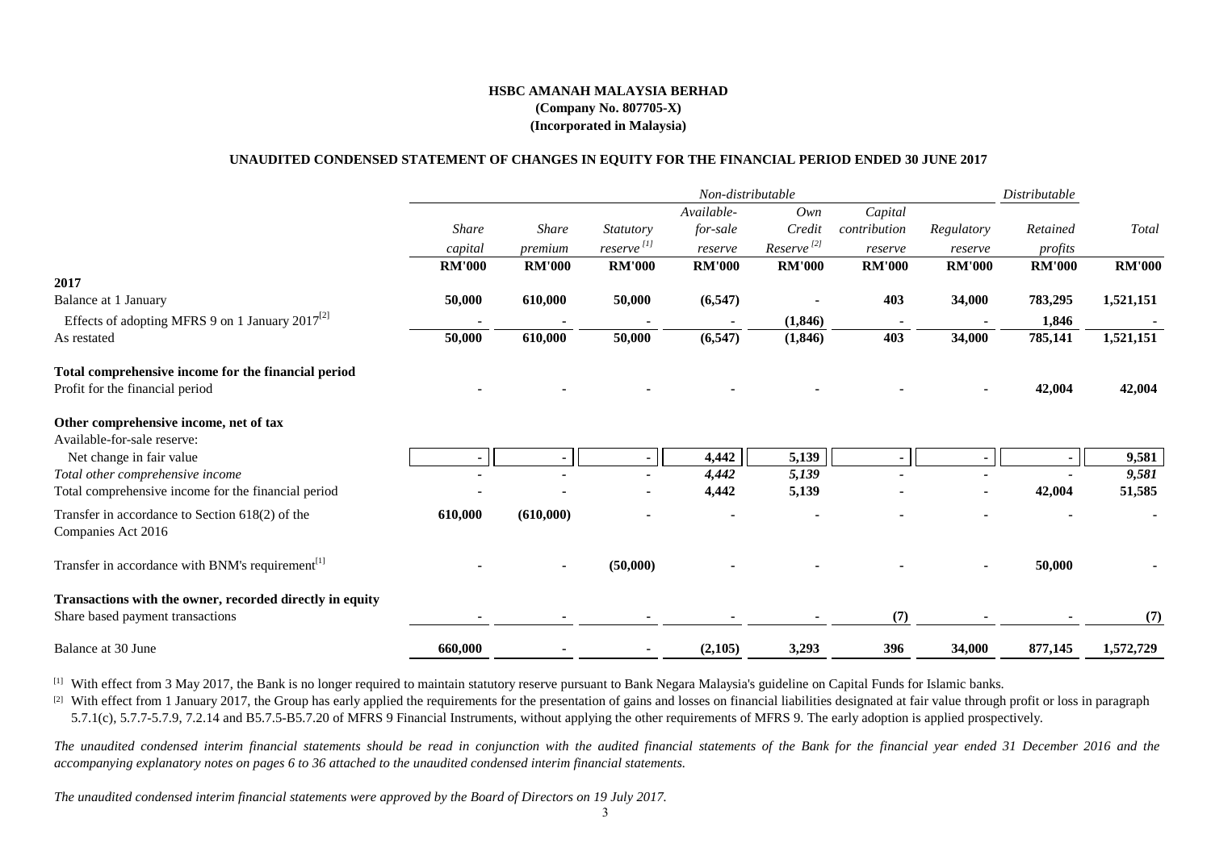**HSBC AMANAH MALAYSIA BERHAD**
**(Company No. 807705-X)**
**(Incorporated in Malaysia)**

**UNAUDITED CONDENSED STATEMENT OF CHANGES IN EQUITY FOR THE FINANCIAL PERIOD ENDED 30 JUNE 2017**

| | *Non-distributable* | | | | | | | *Distributable* | |
|---|---|---|---|---|---|---|---|---|---|
| | *Share capital* | *Share premium* | *Statutory reserve* [1] | *Available-for-sale reserve* | *Own Credit Reserve* [2] | *Capital contribution reserve* | *Regulatory reserve* | *Retained profits* | *Total* |
| | **RM'000** | **RM'000** | **RM'000** | **RM'000** | **RM'000** | **RM'000** | **RM'000** | **RM'000** | **RM'000** |
| **2017** | | | | | | | | | |
| Balance at 1 January | **50,000** | **610,000** | **50,000** | **(6,547)** | **-** | **403** | **34,000** | **783,295** | **1,521,151** |
| Effects of adopting MFRS 9 on 1 January 2017[2] | - | - | - | - | **(1,846)** | - | - | **1,846** | - |
| As restated | **50,000** | **610,000** | **50,000** | **(6,547)** | **(1,846)** | **403** | **34,000** | **785,141** | **1,521,151** |
| **Total comprehensive income for the financial period** | | | | | | | | | |
| Profit for the financial period | - | - | - | - | - | - | - | **42,004** | **42,004** |
| **Other comprehensive income, net of tax** | | | | | | | | | |
| Available-for-sale reserve: | | | | | | | | | |
| Net change in fair value | - | - | - | **4,442** | **5,139** | - | - | - | **9,581** |
| *Total other comprehensive income* | - | - | - | ***4,442*** | ***5,139*** | - | - | - | ***9,581*** |
| Total comprehensive income for the financial period | - | - | - | **4,442** | **5,139** | - | - | **42,004** | **51,585** |
| Transfer in accordance to Section 618(2) of the Companies Act 2016 | **610,000** | **(610,000)** | - | - | - | - | - | - | - |
| Transfer in accordance with BNM's requirement[1] | - | - | **(50,000)** | - | - | - | - | **50,000** | - |
| **Transactions with the owner, recorded directly in equity** | | | | | | | | | |
| Share based payment transactions | - | - | - | - | - | **(7)** | - | - | **(7)** |
| Balance at 30 June | **660,000** | **-** | **-** | **(2,105)** | **3,293** | **396** | **34,000** | **877,145** | **1,572,729** |

[1] With effect from 3 May 2017, the Bank is no longer required to maintain statutory reserve pursuant to Bank Negara Malaysia's guideline on Capital Funds for Islamic banks.

[2] With effect from 1 January 2017, the Group has early applied the requirements for the presentation of gains and losses on financial liabilities designated at fair value through profit or loss in paragraph 5.7.1(c), 5.7.7-5.7.9, 7.2.14 and B5.7.5-B5.7.20 of MFRS 9 Financial Instruments, without applying the other requirements of MFRS 9. The early adoption is applied prospectively.

*The unaudited condensed interim financial statements should be read in conjunction with the audited financial statements of the Bank for the financial year ended 31 December 2016 and the accompanying explanatory notes on pages 6 to 36 attached to the unaudited condensed interim financial statements.*

*The unaudited condensed interim financial statements were approved by the Board of Directors on 19 July 2017.*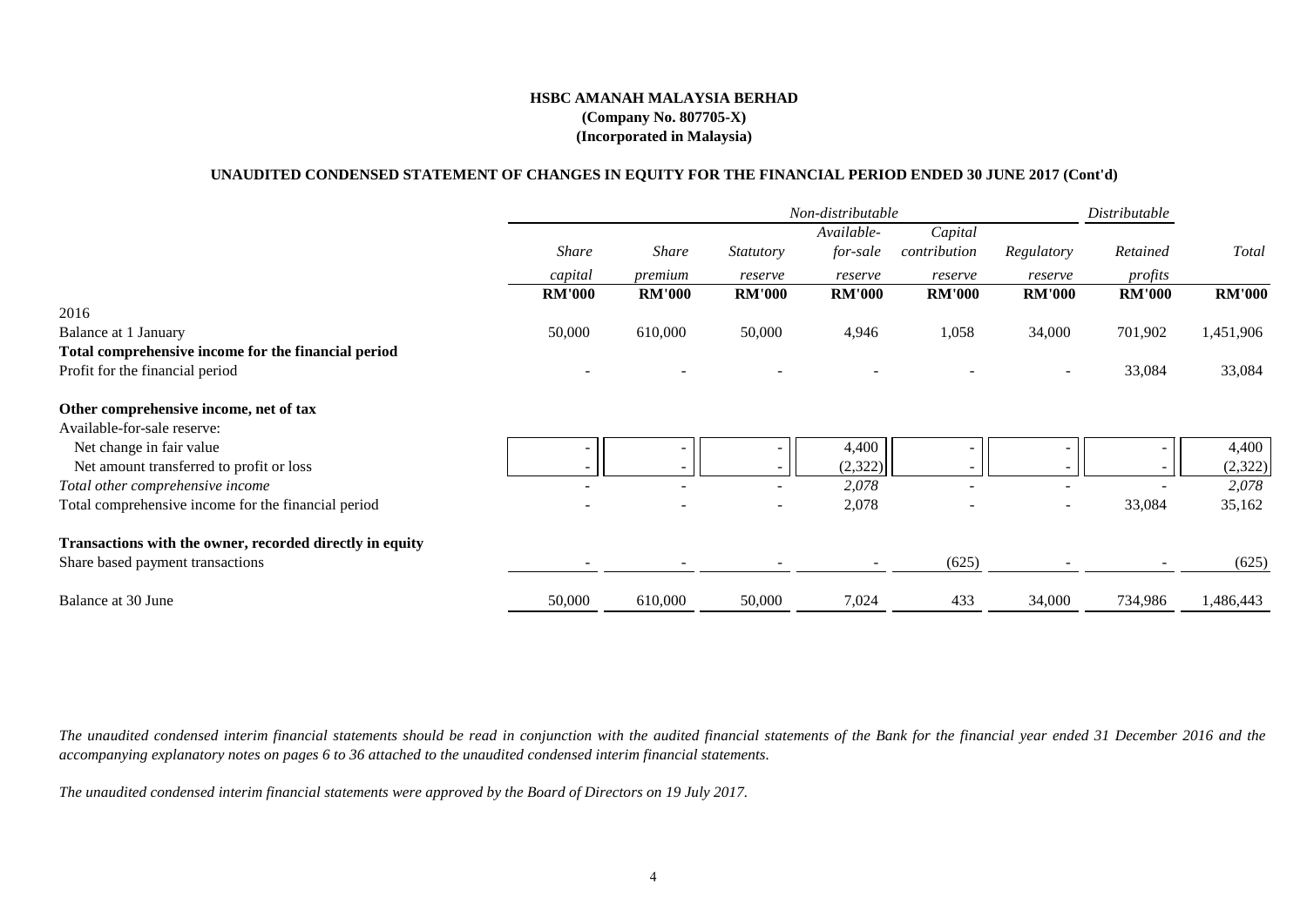**HSBC AMANAH MALAYSIA BERHAD**
**(Company No. 807705-X)**
**(Incorporated in Malaysia)**

**UNAUDITED CONDENSED STATEMENT OF CHANGES IN EQUITY FOR THE FINANCIAL PERIOD ENDED 30 JUNE 2017 (Cont'd)**

| | *Non-distributable* | | | | | | *Distributable* | |
|---|---|---|---|---|---|---|---|---|
| | *Share capital* | *Share premium* | *Statutory reserve* | *Available-for-sale reserve* | *Capital contribution reserve* | *Regulatory reserve* | *Retained profits* | *Total* |
| | **RM'000** | **RM'000** | **RM'000** | **RM'000** | **RM'000** | **RM'000** | **RM'000** | **RM'000** |
| 2016 | | | | | | | | |
| Balance at 1 January | 50,000 | 610,000 | 50,000 | 4,946 | 1,058 | 34,000 | 701,902 | 1,451,906 |
| **Total comprehensive income for the financial period** | | | | | | | | |
| Profit for the financial period | - | - | - | - | - | - | 33,084 | 33,084 |
| **Other comprehensive income, net of tax** | | | | | | | | |
| Available-for-sale reserve: | | | | | | | | |
| Net change in fair value | - | - | - | 4,400 | - | - | - | 4,400 |
| Net amount transferred to profit or loss | - | - | - | (2,322) | - | - | - | (2,322) |
| *Total other comprehensive income* | - | - | - | *2,078* | - | - | - | *2,078* |
| Total comprehensive income for the financial period | - | - | - | 2,078 | - | - | 33,084 | 35,162 |
| **Transactions with the owner, recorded directly in equity** | | | | | | | | |
| Share based payment transactions | - | - | - | - | (625) | - | - | (625) |
| Balance at 30 June | 50,000 | 610,000 | 50,000 | 7,024 | 433 | 34,000 | 734,986 | 1,486,443 |

*The unaudited condensed interim financial statements should be read in conjunction with the audited financial statements of the Bank for the financial year ended 31 December 2016 and the accompanying explanatory notes on pages 6 to 36 attached to the unaudited condensed interim financial statements.*

*The unaudited condensed interim financial statements were approved by the Board of Directors on 19 July 2017.*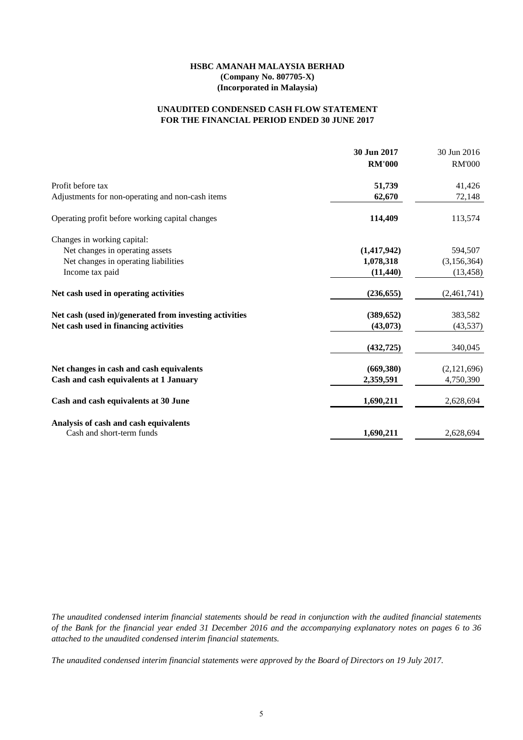**HSBC AMANAH MALAYSIA BERHAD**
**(Company No. 807705-X)**
**(Incorporated in Malaysia)**

**UNAUDITED CONDENSED CASH FLOW STATEMENT**
**FOR THE FINANCIAL PERIOD ENDED 30 JUNE 2017**

| | **30 Jun 2017** | 30 Jun 2016 |
|---|---|---|
| | **RM'000** | RM'000 |
| Profit before tax | **51,739** | 41,426 |
| Adjustments for non-operating and non-cash items | **62,670** | 72,148 |
| Operating profit before working capital changes | **114,409** | 113,574 |
| Changes in working capital: | | |
| Net changes in operating assets | **(1,417,942)** | 594,507 |
| Net changes in operating liabilities | **1,078,318** | (3,156,364) |
| Income tax paid | **(11,440)** | (13,458) |
| **Net cash used in operating activities** | **(236,655)** | (2,461,741) |
| **Net cash (used in)/generated from investing activities** | **(389,652)** | 383,582 |
| **Net cash used in financing activities** | **(43,073)** | (43,537) |
| | **(432,725)** | 340,045 |
| **Net changes in cash and cash equivalents** | **(669,380)** | (2,121,696) |
| **Cash and cash equivalents at 1 January** | **2,359,591** | 4,750,390 |
| **Cash and cash equivalents at 30 June** | **1,690,211** | 2,628,694 |
| **Analysis of cash and cash equivalents** | | |
| Cash and short-term funds | **1,690,211** | 2,628,694 |

*The unaudited condensed interim financial statements should be read in conjunction with the audited financial statements of the Bank for the financial year ended 31 December 2016 and the accompanying explanatory notes on pages 6 to 36 attached to the unaudited condensed interim financial statements.*

*The unaudited condensed interim financial statements were approved by the Board of Directors on 19 July 2017.*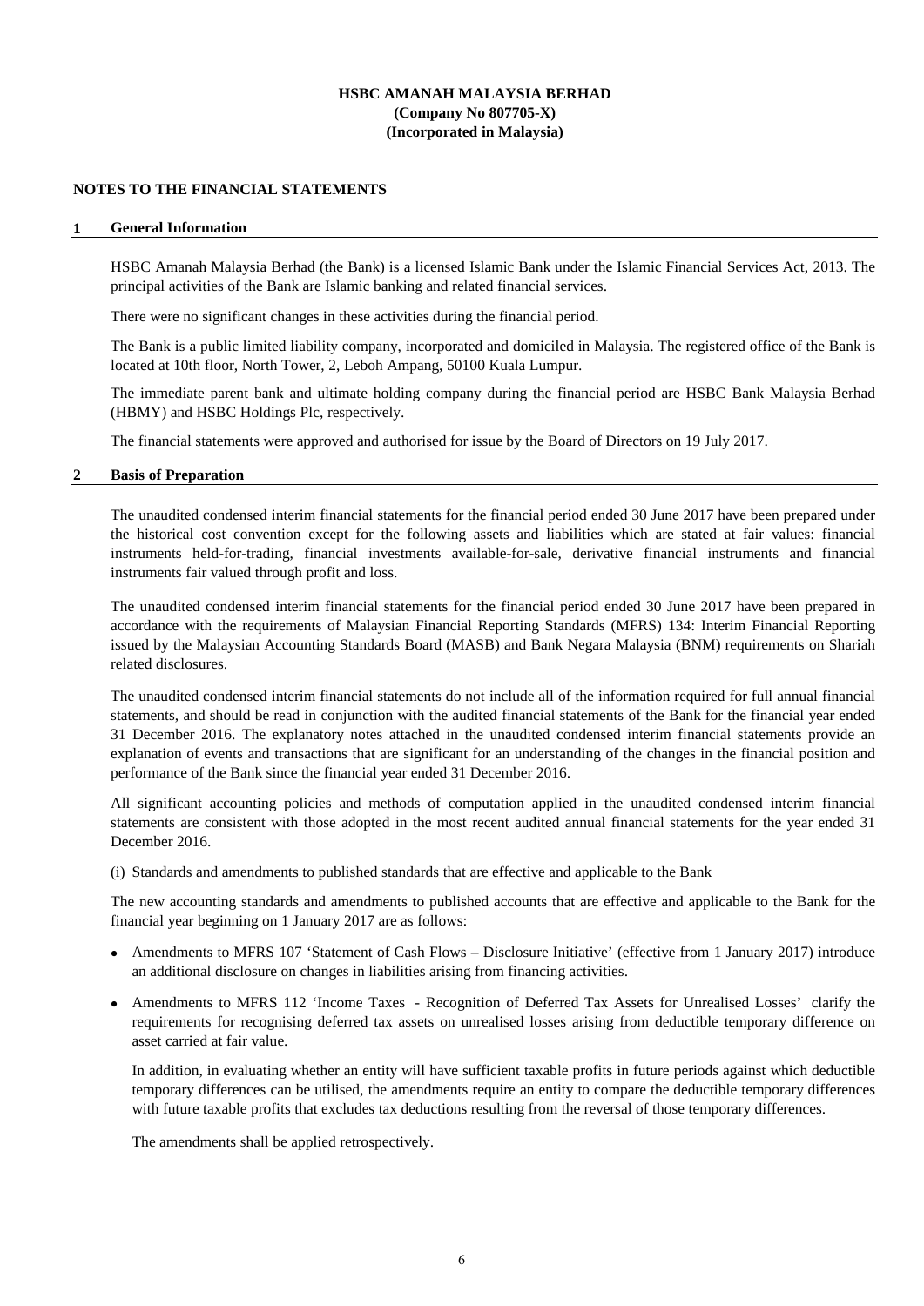**HSBC AMANAH MALAYSIA BERHAD**
**(Company No 807705-X)**
**(Incorporated in Malaysia)**

## NOTES TO THE FINANCIAL STATEMENTS

### 1 General Information

HSBC Amanah Malaysia Berhad (the Bank) is a licensed Islamic Bank under the Islamic Financial Services Act, 2013. The principal activities of the Bank are Islamic banking and related financial services.

There were no significant changes in these activities during the financial period.

The Bank is a public limited liability company, incorporated and domiciled in Malaysia. The registered office of the Bank is located at 10th floor, North Tower, 2, Leboh Ampang, 50100 Kuala Lumpur.

The immediate parent bank and ultimate holding company during the financial period are HSBC Bank Malaysia Berhad (HBMY) and HSBC Holdings Plc, respectively.

The financial statements were approved and authorised for issue by the Board of Directors on 19 July 2017.

### 2 Basis of Preparation

The unaudited condensed interim financial statements for the financial period ended 30 June 2017 have been prepared under the historical cost convention except for the following assets and liabilities which are stated at fair values: financial instruments held-for-trading, financial investments available-for-sale, derivative financial instruments and financial instruments fair valued through profit and loss.

The unaudited condensed interim financial statements for the financial period ended 30 June 2017 have been prepared in accordance with the requirements of Malaysian Financial Reporting Standards (MFRS) 134: Interim Financial Reporting issued by the Malaysian Accounting Standards Board (MASB) and Bank Negara Malaysia (BNM) requirements on Shariah related disclosures.

The unaudited condensed interim financial statements do not include all of the information required for full annual financial statements, and should be read in conjunction with the audited financial statements of the Bank for the financial year ended 31 December 2016. The explanatory notes attached in the unaudited condensed interim financial statements provide an explanation of events and transactions that are significant for an understanding of the changes in the financial position and performance of the Bank since the financial year ended 31 December 2016.

All significant accounting policies and methods of computation applied in the unaudited condensed interim financial statements are consistent with those adopted in the most recent audited annual financial statements for the year ended 31 December 2016.

(i) Standards and amendments to published standards that are effective and applicable to the Bank

The new accounting standards and amendments to published accounts that are effective and applicable to the Bank for the financial year beginning on 1 January 2017 are as follows:

- Amendments to MFRS 107 'Statement of Cash Flows – Disclosure Initiative' (effective from 1 January 2017) introduce an additional disclosure on changes in liabilities arising from financing activities.

- Amendments to MFRS 112 'Income Taxes - Recognition of Deferred Tax Assets for Unrealised Losses' clarify the requirements for recognising deferred tax assets on unrealised losses arising from deductible temporary difference on asset carried at fair value.

  In addition, in evaluating whether an entity will have sufficient taxable profits in future periods against which deductible temporary differences can be utilised, the amendments require an entity to compare the deductible temporary differences with future taxable profits that excludes tax deductions resulting from the reversal of those temporary differences.

  The amendments shall be applied retrospectively.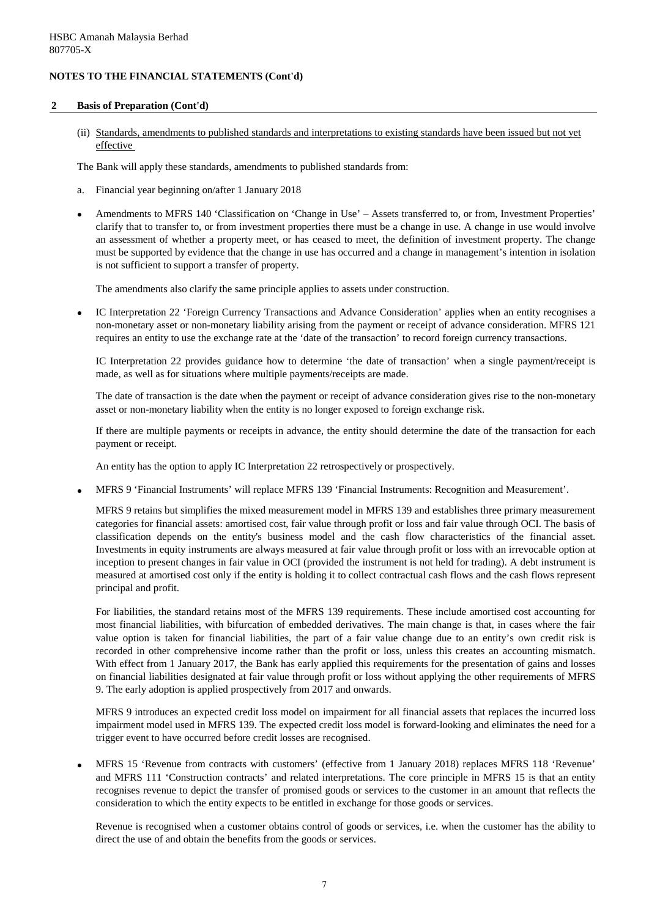HSBC Amanah Malaysia Berhad
807705-X

**NOTES TO THE FINANCIAL STATEMENTS (Cont'd)**

## 2 Basis of Preparation (Cont'd)

(ii) Standards, amendments to published standards and interpretations to existing standards have been issued but not yet effective

The Bank will apply these standards, amendments to published standards from:

a. Financial year beginning on/after 1 January 2018

- Amendments to MFRS 140 'Classification on 'Change in Use' – Assets transferred to, or from, Investment Properties' clarify that to transfer to, or from investment properties there must be a change in use. A change in use would involve an assessment of whether a property meet, or has ceased to meet, the definition of investment property. The change must be supported by evidence that the change in use has occurred and a change in management's intention in isolation is not sufficient to support a transfer of property.

  The amendments also clarify the same principle applies to assets under construction.

- IC Interpretation 22 'Foreign Currency Transactions and Advance Consideration' applies when an entity recognises a non-monetary asset or non-monetary liability arising from the payment or receipt of advance consideration. MFRS 121 requires an entity to use the exchange rate at the 'date of the transaction' to record foreign currency transactions.

  IC Interpretation 22 provides guidance how to determine 'the date of transaction' when a single payment/receipt is made, as well as for situations where multiple payments/receipts are made.

  The date of transaction is the date when the payment or receipt of advance consideration gives rise to the non-monetary asset or non-monetary liability when the entity is no longer exposed to foreign exchange risk.

  If there are multiple payments or receipts in advance, the entity should determine the date of the transaction for each payment or receipt.

  An entity has the option to apply IC Interpretation 22 retrospectively or prospectively.

- MFRS 9 'Financial Instruments' will replace MFRS 139 'Financial Instruments: Recognition and Measurement'.

  MFRS 9 retains but simplifies the mixed measurement model in MFRS 139 and establishes three primary measurement categories for financial assets: amortised cost, fair value through profit or loss and fair value through OCI. The basis of classification depends on the entity's business model and the cash flow characteristics of the financial asset. Investments in equity instruments are always measured at fair value through profit or loss with an irrevocable option at inception to present changes in fair value in OCI (provided the instrument is not held for trading). A debt instrument is measured at amortised cost only if the entity is holding it to collect contractual cash flows and the cash flows represent principal and profit.

  For liabilities, the standard retains most of the MFRS 139 requirements. These include amortised cost accounting for most financial liabilities, with bifurcation of embedded derivatives. The main change is that, in cases where the fair value option is taken for financial liabilities, the part of a fair value change due to an entity's own credit risk is recorded in other comprehensive income rather than the profit or loss, unless this creates an accounting mismatch. With effect from 1 January 2017, the Bank has early applied this requirements for the presentation of gains and losses on financial liabilities designated at fair value through profit or loss without applying the other requirements of MFRS 9. The early adoption is applied prospectively from 2017 and onwards.

  MFRS 9 introduces an expected credit loss model on impairment for all financial assets that replaces the incurred loss impairment model used in MFRS 139. The expected credit loss model is forward-looking and eliminates the need for a trigger event to have occurred before credit losses are recognised.

- MFRS 15 'Revenue from contracts with customers' (effective from 1 January 2018) replaces MFRS 118 'Revenue' and MFRS 111 'Construction contracts' and related interpretations. The core principle in MFRS 15 is that an entity recognises revenue to depict the transfer of promised goods or services to the customer in an amount that reflects the consideration to which the entity expects to be entitled in exchange for those goods or services.

  Revenue is recognised when a customer obtains control of goods or services, i.e. when the customer has the ability to direct the use of and obtain the benefits from the goods or services.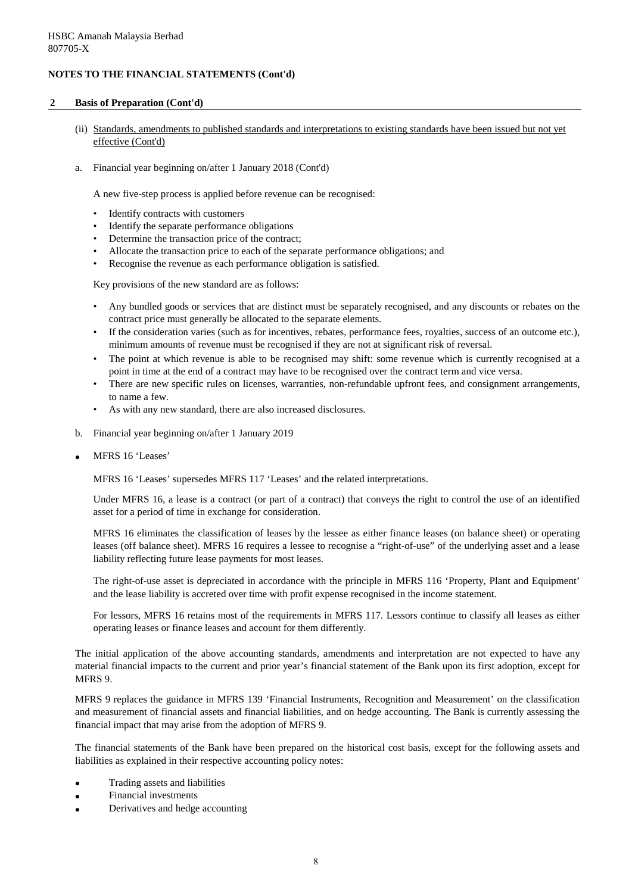## NOTES TO THE FINANCIAL STATEMENTS (Cont'd)

### 2 Basis of Preparation (Cont'd)

(ii) Standards, amendments to published standards and interpretations to existing standards have been issued but not yet effective (Cont'd)

a. Financial year beginning on/after 1 January 2018 (Cont'd)

A new five-step process is applied before revenue can be recognised:

- Identify contracts with customers
- Identify the separate performance obligations
- Determine the transaction price of the contract;
- Allocate the transaction price to each of the separate performance obligations; and
- Recognise the revenue as each performance obligation is satisfied.

Key provisions of the new standard are as follows:

- Any bundled goods or services that are distinct must be separately recognised, and any discounts or rebates on the contract price must generally be allocated to the separate elements.
- If the consideration varies (such as for incentives, rebates, performance fees, royalties, success of an outcome etc.), minimum amounts of revenue must be recognised if they are not at significant risk of reversal.
- The point at which revenue is able to be recognised may shift: some revenue which is currently recognised at a point in time at the end of a contract may have to be recognised over the contract term and vice versa.
- There are new specific rules on licenses, warranties, non-refundable upfront fees, and consignment arrangements, to name a few.
- As with any new standard, there are also increased disclosures.

b. Financial year beginning on/after 1 January 2019

- MFRS 16 'Leases'

MFRS 16 'Leases' supersedes MFRS 117 'Leases' and the related interpretations.

Under MFRS 16, a lease is a contract (or part of a contract) that conveys the right to control the use of an identified asset for a period of time in exchange for consideration.

MFRS 16 eliminates the classification of leases by the lessee as either finance leases (on balance sheet) or operating leases (off balance sheet). MFRS 16 requires a lessee to recognise a "right-of-use" of the underlying asset and a lease liability reflecting future lease payments for most leases.

The right-of-use asset is depreciated in accordance with the principle in MFRS 116 'Property, Plant and Equipment' and the lease liability is accreted over time with profit expense recognised in the income statement.

For lessors, MFRS 16 retains most of the requirements in MFRS 117. Lessors continue to classify all leases as either operating leases or finance leases and account for them differently.

The initial application of the above accounting standards, amendments and interpretation are not expected to have any material financial impacts to the current and prior year's financial statement of the Bank upon its first adoption, except for MFRS 9.

MFRS 9 replaces the guidance in MFRS 139 'Financial Instruments, Recognition and Measurement' on the classification and measurement of financial assets and financial liabilities, and on hedge accounting. The Bank is currently assessing the financial impact that may arise from the adoption of MFRS 9.

The financial statements of the Bank have been prepared on the historical cost basis, except for the following assets and liabilities as explained in their respective accounting policy notes:

- Trading assets and liabilities
- Financial investments
- Derivatives and hedge accounting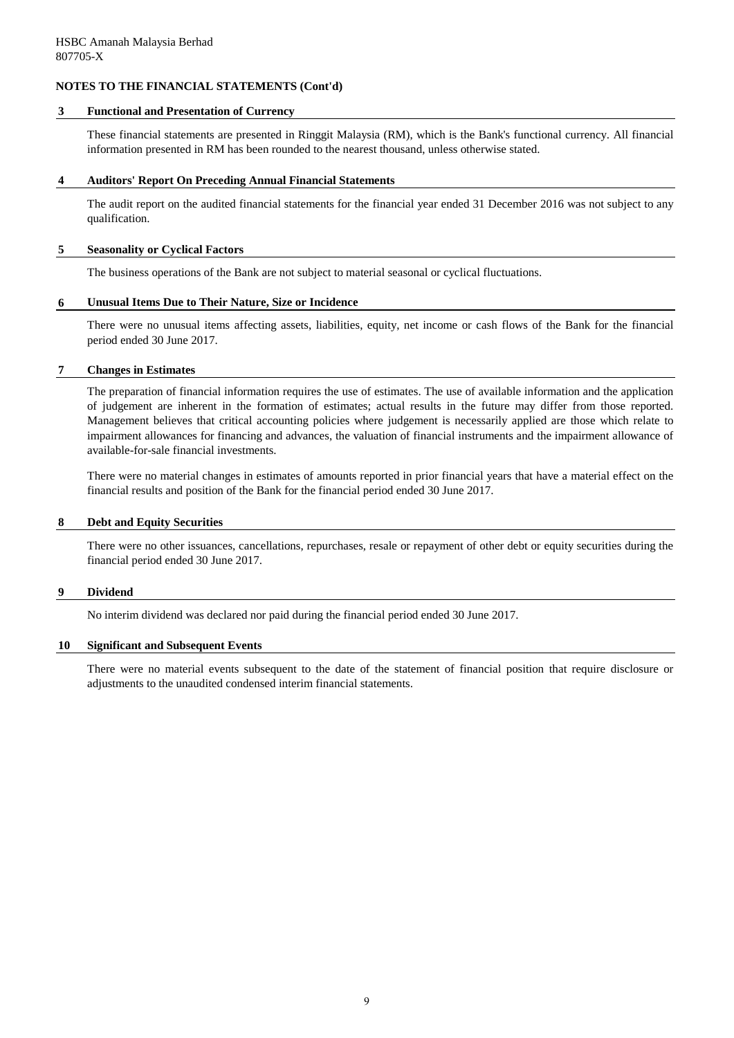## NOTES TO THE FINANCIAL STATEMENTS (Cont'd)

### 3 Functional and Presentation of Currency

These financial statements are presented in Ringgit Malaysia (RM), which is the Bank's functional currency. All financial information presented in RM has been rounded to the nearest thousand, unless otherwise stated.

### 4 Auditors' Report On Preceding Annual Financial Statements

The audit report on the audited financial statements for the financial year ended 31 December 2016 was not subject to any qualification.

### 5 Seasonality or Cyclical Factors

The business operations of the Bank are not subject to material seasonal or cyclical fluctuations.

### 6 Unusual Items Due to Their Nature, Size or Incidence

There were no unusual items affecting assets, liabilities, equity, net income or cash flows of the Bank for the financial period ended 30 June 2017.

### 7 Changes in Estimates

The preparation of financial information requires the use of estimates. The use of available information and the application of judgement are inherent in the formation of estimates; actual results in the future may differ from those reported. Management believes that critical accounting policies where judgement is necessarily applied are those which relate to impairment allowances for financing and advances, the valuation of financial instruments and the impairment allowance of available-for-sale financial investments.

There were no material changes in estimates of amounts reported in prior financial years that have a material effect on the financial results and position of the Bank for the financial period ended 30 June 2017.

### 8 Debt and Equity Securities

There were no other issuances, cancellations, repurchases, resale or repayment of other debt or equity securities during the financial period ended 30 June 2017.

### 9 Dividend

No interim dividend was declared nor paid during the financial period ended 30 June 2017.

### 10 Significant and Subsequent Events

There were no material events subsequent to the date of the statement of financial position that require disclosure or adjustments to the unaudited condensed interim financial statements.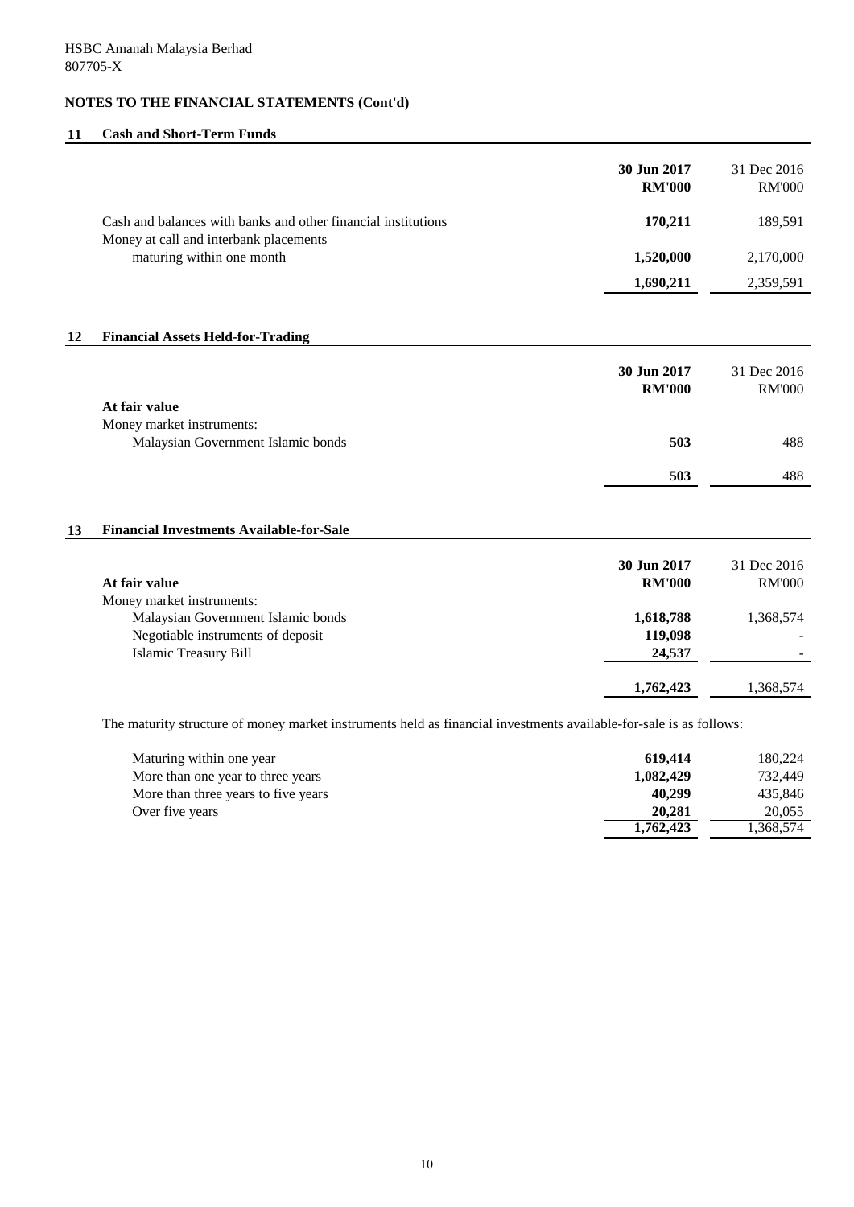HSBC Amanah Malaysia Berhad
807705-X

## NOTES TO THE FINANCIAL STATEMENTS (Cont'd)

### 11 Cash and Short-Term Funds

| | 30 Jun 2017 RM'000 | 31 Dec 2016 RM'000 |
|---|---|---|
| Cash and balances with banks and other financial institutions | **170,211** | 189,591 |
| Money at call and interbank placements maturing within one month | **1,520,000** | 2,170,000 |
| | **1,690,211** | 2,359,591 |

### 12 Financial Assets Held-for-Trading

| | 30 Jun 2017 RM'000 | 31 Dec 2016 RM'000 |
|---|---|---|
| **At fair value** | | |
| Money market instruments: | | |
| Malaysian Government Islamic bonds | **503** | 488 |
| | **503** | 488 |

### 13 Financial Investments Available-for-Sale

| | 30 Jun 2017 RM'000 | 31 Dec 2016 RM'000 |
|---|---|---|
| **At fair value** | | |
| Money market instruments: | | |
| Malaysian Government Islamic bonds | **1,618,788** | 1,368,574 |
| Negotiable instruments of deposit | **119,098** | - |
| Islamic Treasury Bill | **24,537** | - |
| | **1,762,423** | 1,368,574 |

The maturity structure of money market instruments held as financial investments available-for-sale is as follows:

| | 30 Jun 2017 RM'000 | 31 Dec 2016 RM'000 |
|---|---|---|
| Maturing within one year | **619,414** | 180,224 |
| More than one year to three years | **1,082,429** | 732,449 |
| More than three years to five years | **40,299** | 435,846 |
| Over five years | **20,281** | 20,055 |
| | **1,762,423** | 1,368,574 |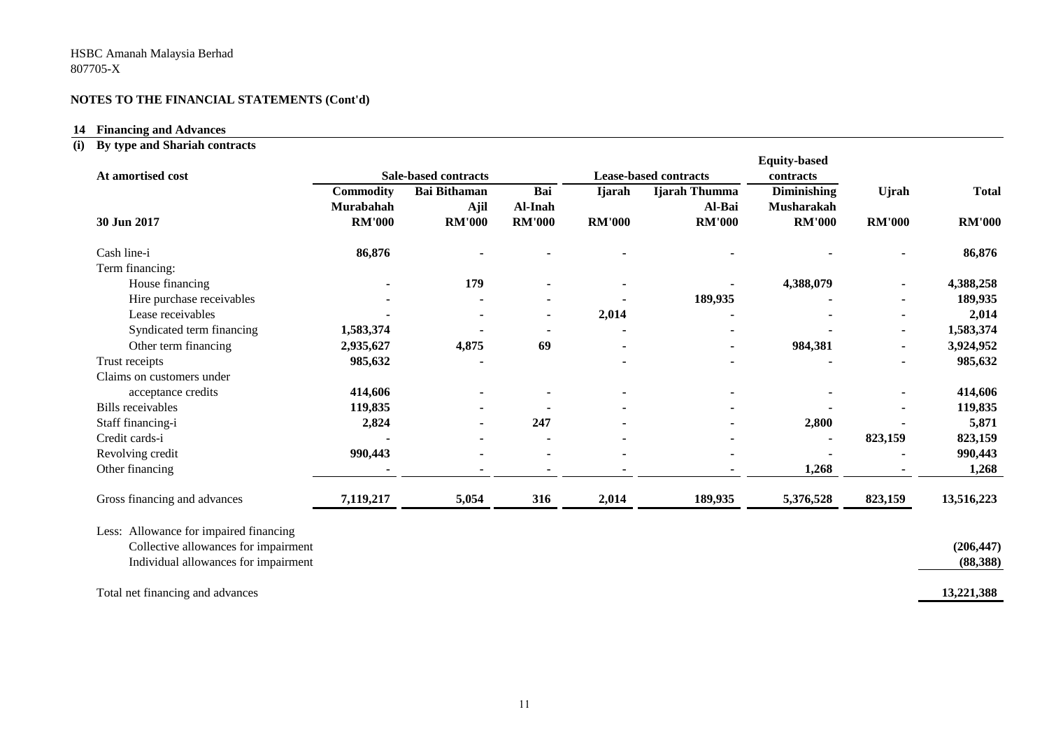HSBC Amanah Malaysia Berhad
807705-X

**NOTES TO THE FINANCIAL STATEMENTS (Cont'd)**

## 14 Financing and Advances

### (i) By type and Shariah contracts

| At amortised cost | Sale-based contracts | | | Lease-based contracts | | Equity-based contracts | | |
|---|---|---|---|---|---|---|---|---|
| | Commodity Murabahah | Bai Bithaman Ajil | Bai Al-Inah | Ijarah | Ijarah Thumma Al-Bai | Diminishing Musharakah | Ujrah | Total |
| **30 Jun 2017** | **RM'000** | **RM'000** | **RM'000** | **RM'000** | **RM'000** | **RM'000** | **RM'000** | **RM'000** |
| Cash line-i | 86,876 | - | - | - | - | - | - | 86,876 |
| Term financing: | | | | | | | | |
| House financing | - | 179 | - | - | - | 4,388,079 | - | 4,388,258 |
| Hire purchase receivables | - | - | - | - | 189,935 | - | - | 189,935 |
| Lease receivables | - | - | - | 2,014 | - | - | - | 2,014 |
| Syndicated term financing | 1,583,374 | - | - | - | - | - | - | 1,583,374 |
| Other term financing | 2,935,627 | 4,875 | 69 | - | - | 984,381 | - | 3,924,952 |
| Trust receipts | 985,632 | - | | - | - | - | - | 985,632 |
| Claims on customers under acceptance credits | 414,606 | - | - | - | - | - | - | 414,606 |
| Bills receivables | 119,835 | - | - | - | - | - | - | 119,835 |
| Staff financing-i | 2,824 | - | 247 | - | - | 2,800 | - | 5,871 |
| Credit cards-i | - | - | - | - | - | - | 823,159 | 823,159 |
| Revolving credit | 990,443 | - | - | - | - | - | - | 990,443 |
| Other financing | - | - | - | - | - | 1,268 | - | 1,268 |
| Gross financing and advances | 7,119,217 | 5,054 | 316 | 2,014 | 189,935 | 5,376,528 | 823,159 | 13,516,223 |
| Less: Allowance for impaired financing | | | | | | | | |
| Collective allowances for impairment | | | | | | | | (206,447) |
| Individual allowances for impairment | | | | | | | | (88,388) |
| Total net financing and advances | | | | | | | | 13,221,388 |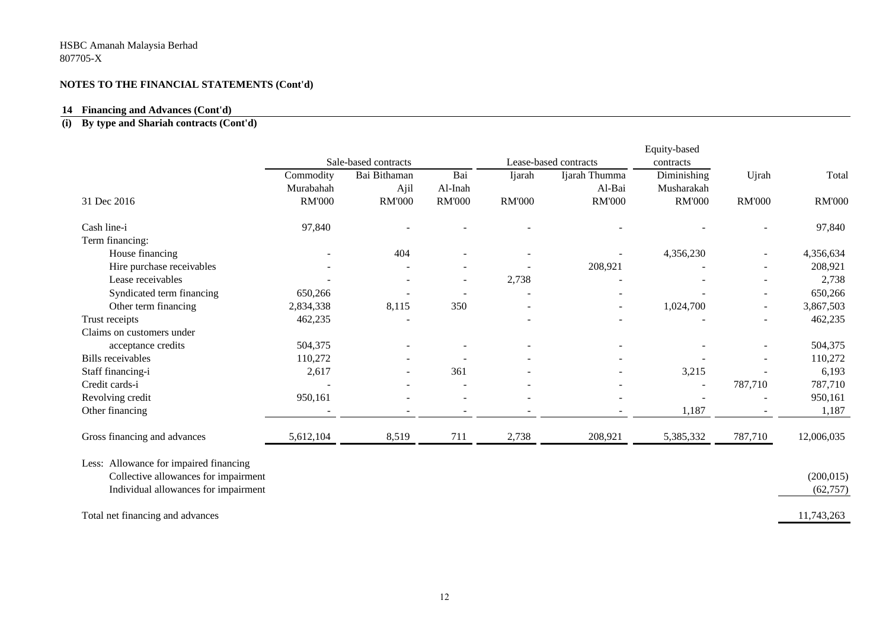HSBC Amanah Malaysia Berhad
807705-X

**NOTES TO THE FINANCIAL STATEMENTS (Cont'd)**

## 14 Financing and Advances (Cont'd)

### (i) By type and Shariah contracts (Cont'd)

| | Sale-based contracts | | | Lease-based contracts | | Equity-based contracts | | |
|---|---|---|---|---|---|---|---|---|
| | Commodity Murabahah | Bai Bithaman Ajil | Bai Al-Inah | Ijarah | Ijarah Thumma Al-Bai | Diminishing Musharakah | Ujrah | Total |
| 31 Dec 2016 | RM'000 | RM'000 | RM'000 | RM'000 | RM'000 | RM'000 | RM'000 | RM'000 |
| Cash line-i | 97,840 | - | - | - | - | - | - | 97,840 |
| Term financing: | | | | | | | | |
| House financing | - | 404 | - | - | - | 4,356,230 | - | 4,356,634 |
| Hire purchase receivables | - | - | - | - | 208,921 | - | - | 208,921 |
| Lease receivables | - | - | - | 2,738 | - | - | - | 2,738 |
| Syndicated term financing | 650,266 | - | - | - | - | - | - | 650,266 |
| Other term financing | 2,834,338 | 8,115 | 350 | - | - | 1,024,700 | - | 3,867,503 |
| Trust receipts | 462,235 | - | | - | - | - | - | 462,235 |
| Claims on customers under acceptance credits | 504,375 | - | - | - | - | - | - | 504,375 |
| Bills receivables | 110,272 | - | - | - | - | - | - | 110,272 |
| Staff financing-i | 2,617 | - | 361 | - | - | 3,215 | - | 6,193 |
| Credit cards-i | - | - | - | - | - | - | 787,710 | 787,710 |
| Revolving credit | 950,161 | - | - | - | - | - | - | 950,161 |
| Other financing | - | - | - | - | - | 1,187 | - | 1,187 |
| Gross financing and advances | 5,612,104 | 8,519 | 711 | 2,738 | 208,921 | 5,385,332 | 787,710 | 12,006,035 |
| Less: Allowance for impaired financing | | | | | | | | |
| Collective allowances for impairment | | | | | | | | (200,015) |
| Individual allowances for impairment | | | | | | | | (62,757) |
| Total net financing and advances | | | | | | | | 11,743,263 |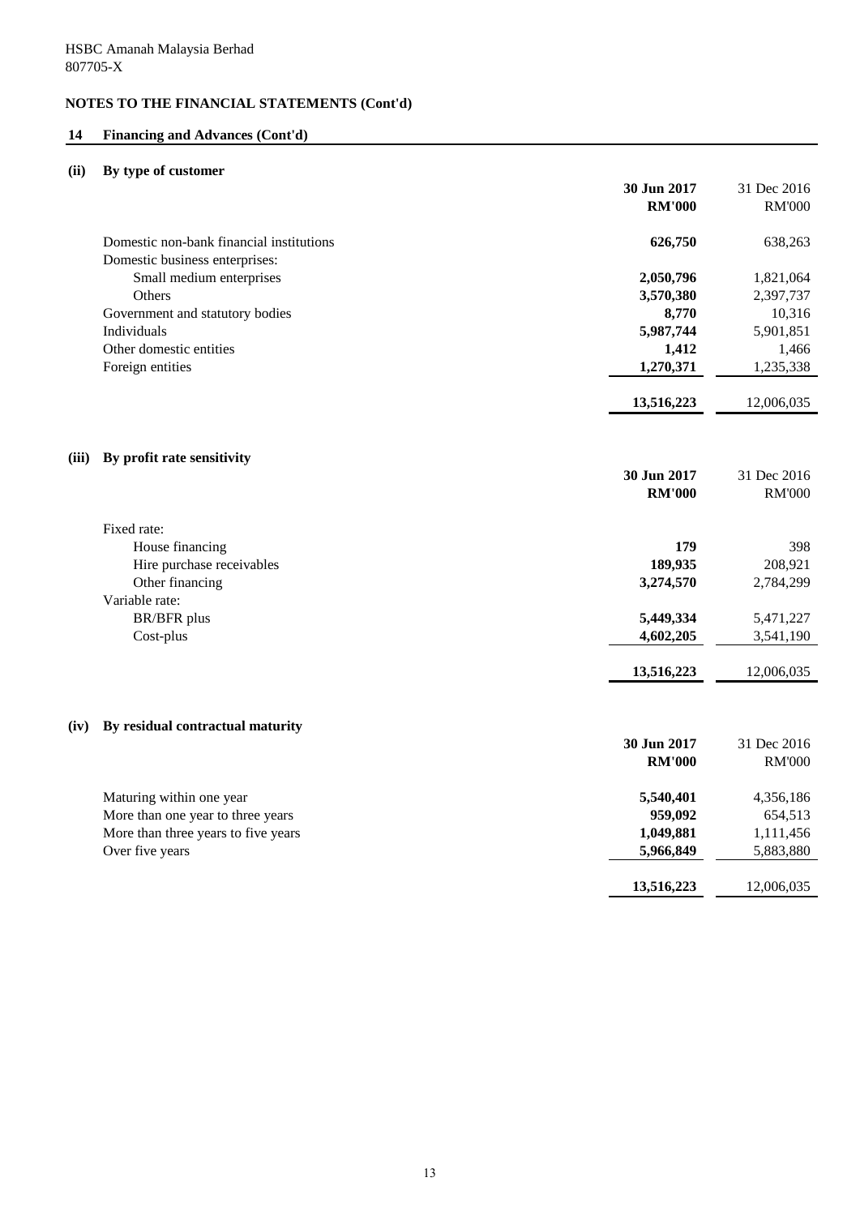HSBC Amanah Malaysia Berhad
807705-X

**NOTES TO THE FINANCIAL STATEMENTS (Cont'd)**

## 14 Financing and Advances (Cont'd)

### (ii) By type of customer

| | 30 Jun 2017 RM'000 | 31 Dec 2016 RM'000 |
|---|---|---|
| Domestic non-bank financial institutions | **626,750** | 638,263 |
| Domestic business enterprises: | | |
| Small medium enterprises | **2,050,796** | 1,821,064 |
| Others | **3,570,380** | 2,397,737 |
| Government and statutory bodies | **8,770** | 10,316 |
| Individuals | **5,987,744** | 5,901,851 |
| Other domestic entities | **1,412** | 1,466 |
| Foreign entities | **1,270,371** | 1,235,338 |
| | **13,516,223** | 12,006,035 |

### (iii) By profit rate sensitivity

| | 30 Jun 2017 RM'000 | 31 Dec 2016 RM'000 |
|---|---|---|
| Fixed rate: | | |
| House financing | **179** | 398 |
| Hire purchase receivables | **189,935** | 208,921 |
| Other financing | **3,274,570** | 2,784,299 |
| Variable rate: | | |
| BR/BFR plus | **5,449,334** | 5,471,227 |
| Cost-plus | **4,602,205** | 3,541,190 |
| | **13,516,223** | 12,006,035 |

### (iv) By residual contractual maturity

| | 30 Jun 2017 RM'000 | 31 Dec 2016 RM'000 |
|---|---|---|
| Maturing within one year | **5,540,401** | 4,356,186 |
| More than one year to three years | **959,092** | 654,513 |
| More than three years to five years | **1,049,881** | 1,111,456 |
| Over five years | **5,966,849** | 5,883,880 |
| | **13,516,223** | 12,006,035 |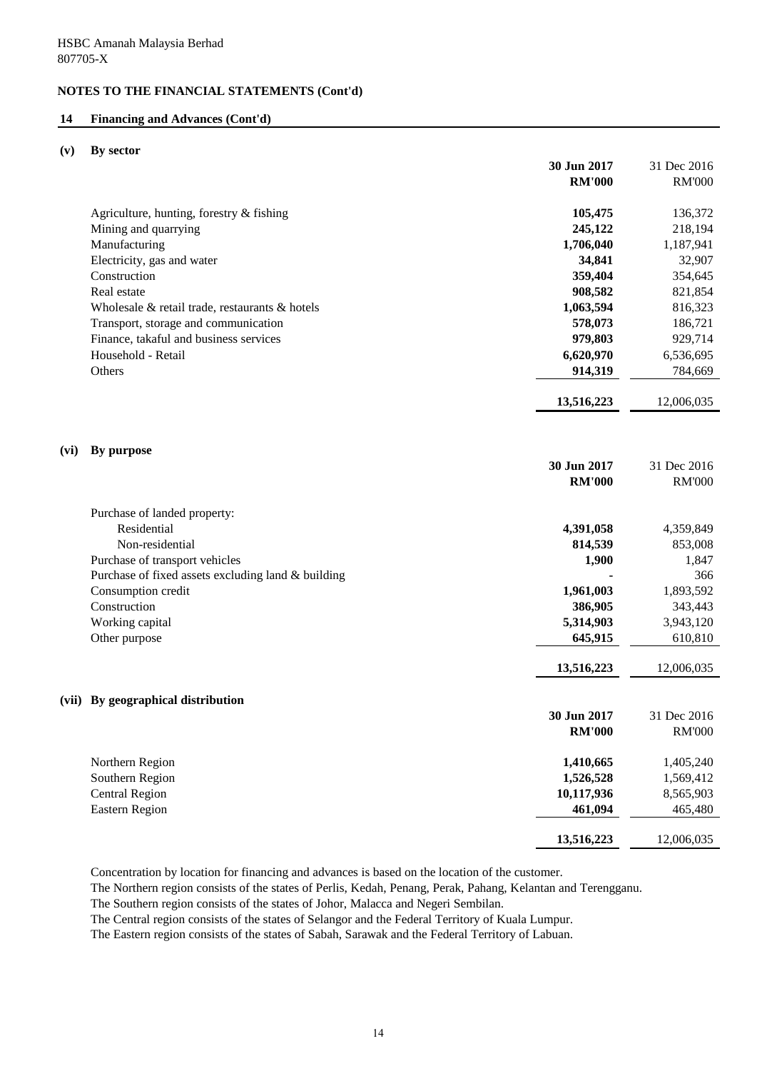HSBC Amanah Malaysia Berhad
807705-X

**NOTES TO THE FINANCIAL STATEMENTS (Cont'd)**

**14 Financing and Advances (Cont'd)**

**(v) By sector**

| | **30 Jun 2017** | 31 Dec 2016 |
|---|---|---|
| | **RM'000** | RM'000 |
| Agriculture, hunting, forestry & fishing | **105,475** | 136,372 |
| Mining and quarrying | **245,122** | 218,194 |
| Manufacturing | **1,706,040** | 1,187,941 |
| Electricity, gas and water | **34,841** | 32,907 |
| Construction | **359,404** | 354,645 |
| Real estate | **908,582** | 821,854 |
| Wholesale & retail trade, restaurants & hotels | **1,063,594** | 816,323 |
| Transport, storage and communication | **578,073** | 186,721 |
| Finance, takaful and business services | **979,803** | 929,714 |
| Household - Retail | **6,620,970** | 6,536,695 |
| Others | **914,319** | 784,669 |
| | **13,516,223** | 12,006,035 |

**(vi) By purpose**

| | **30 Jun 2017** | 31 Dec 2016 |
|---|---|---|
| | **RM'000** | RM'000 |
| Purchase of landed property: | | |
| Residential | **4,391,058** | 4,359,849 |
| Non-residential | **814,539** | 853,008 |
| Purchase of transport vehicles | **1,900** | 1,847 |
| Purchase of fixed assets excluding land & building | **-** | 366 |
| Consumption credit | **1,961,003** | 1,893,592 |
| Construction | **386,905** | 343,443 |
| Working capital | **5,314,903** | 3,943,120 |
| Other purpose | **645,915** | 610,810 |
| | **13,516,223** | 12,006,035 |

**(vii) By geographical distribution**

| | **30 Jun 2017** | 31 Dec 2016 |
|---|---|---|
| | **RM'000** | RM'000 |
| Northern Region | **1,410,665** | 1,405,240 |
| Southern Region | **1,526,528** | 1,569,412 |
| Central Region | **10,117,936** | 8,565,903 |
| Eastern Region | **461,094** | 465,480 |
| | **13,516,223** | 12,006,035 |

Concentration by location for financing and advances is based on the location of the customer.
The Northern region consists of the states of Perlis, Kedah, Penang, Perak, Pahang, Kelantan and Terengganu.
The Southern region consists of the states of Johor, Malacca and Negeri Sembilan.
The Central region consists of the states of Selangor and the Federal Territory of Kuala Lumpur.
The Eastern region consists of the states of Sabah, Sarawak and the Federal Territory of Labuan.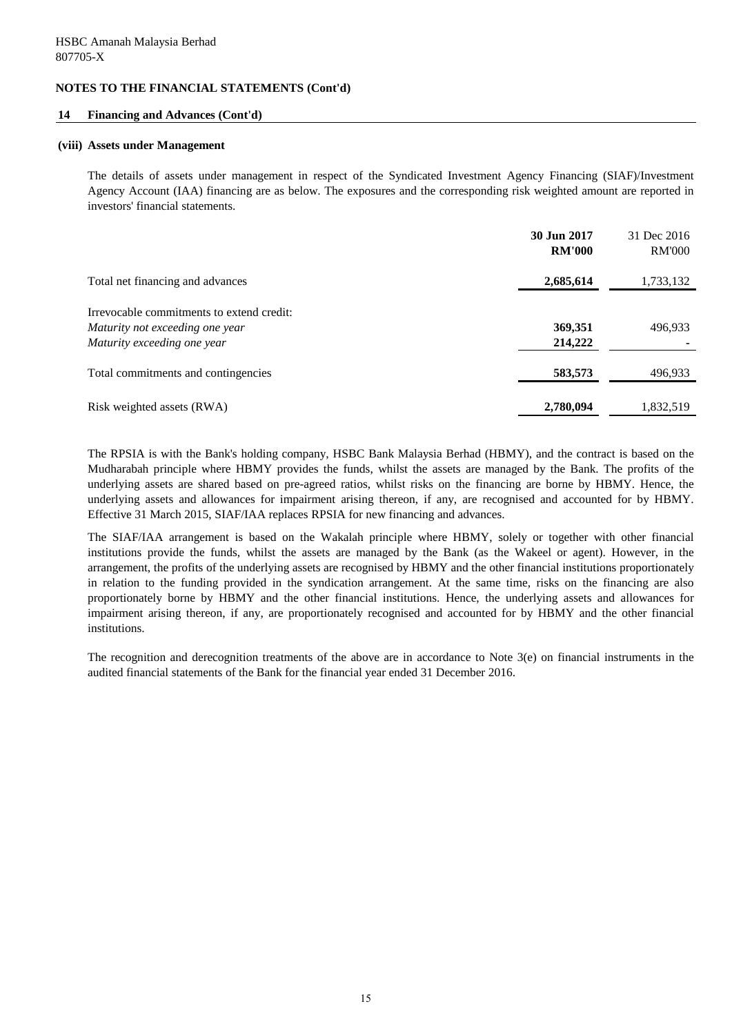HSBC Amanah Malaysia Berhad
807705-X

## NOTES TO THE FINANCIAL STATEMENTS (Cont'd)

### 14 Financing and Advances (Cont'd)

#### (viii) Assets under Management

The details of assets under management in respect of the Syndicated Investment Agency Financing (SIAF)/Investment Agency Account (IAA) financing are as below. The exposures and the corresponding risk weighted amount are reported in investors' financial statements.

| | **30 Jun 2017 RM'000** | 31 Dec 2016 RM'000 |
|---|---|---|
| Total net financing and advances | **2,685,614** | 1,733,132 |
| Irrevocable commitments to extend credit: | | |
| *Maturity not exceeding one year* | **369,351** | 496,933 |
| *Maturity exceeding one year* | **214,222** | - |
| Total commitments and contingencies | **583,573** | 496,933 |
| Risk weighted assets (RWA) | **2,780,094** | 1,832,519 |

The RPSIA is with the Bank's holding company, HSBC Bank Malaysia Berhad (HBMY), and the contract is based on the Mudharabah principle where HBMY provides the funds, whilst the assets are managed by the Bank. The profits of the underlying assets are shared based on pre-agreed ratios, whilst risks on the financing are borne by HBMY. Hence, the underlying assets and allowances for impairment arising thereon, if any, are recognised and accounted for by HBMY. Effective 31 March 2015, SIAF/IAA replaces RPSIA for new financing and advances.

The SIAF/IAA arrangement is based on the Wakalah principle where HBMY, solely or together with other financial institutions provide the funds, whilst the assets are managed by the Bank (as the Wakeel or agent). However, in the arrangement, the profits of the underlying assets are recognised by HBMY and the other financial institutions proportionately in relation to the funding provided in the syndication arrangement. At the same time, risks on the financing are also proportionately borne by HBMY and the other financial institutions. Hence, the underlying assets and allowances for impairment arising thereon, if any, are proportionately recognised and accounted for by HBMY and the other financial institutions.

The recognition and derecognition treatments of the above are in accordance to Note 3(e) on financial instruments in the audited financial statements of the Bank for the financial year ended 31 December 2016.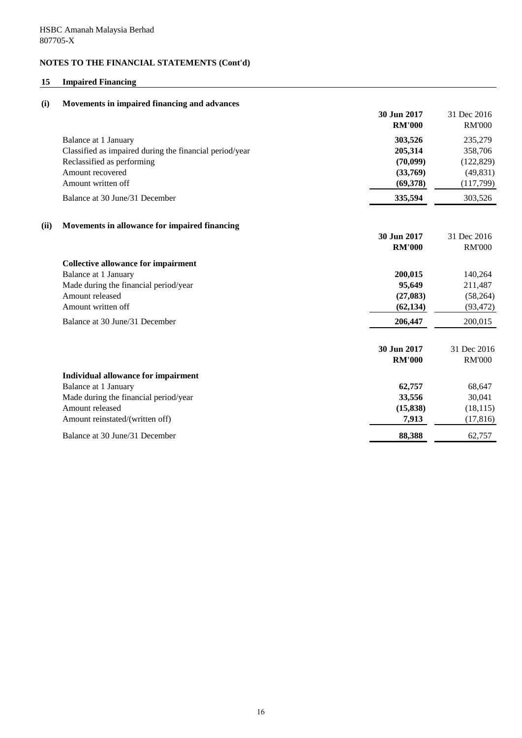HSBC Amanah Malaysia Berhad
807705-X

**NOTES TO THE FINANCIAL STATEMENTS (Cont'd)**

## 15 Impaired Financing

### (i) Movements in impaired financing and advances

| | 30 Jun 2017 RM'000 | 31 Dec 2016 RM'000 |
|---|---|---|
| Balance at 1 January | 303,526 | 235,279 |
| Classified as impaired during the financial period/year | 205,314 | 358,706 |
| Reclassified as performing | (70,099) | (122,829) |
| Amount recovered | (33,769) | (49,831) |
| Amount written off | (69,378) | (117,799) |
| Balance at 30 June/31 December | 335,594 | 303,526 |

### (ii) Movements in allowance for impaired financing

| | 30 Jun 2017 RM'000 | 31 Dec 2016 RM'000 |
|---|---|---|
| **Collective allowance for impairment** | | |
| Balance at 1 January | 200,015 | 140,264 |
| Made during the financial period/year | 95,649 | 211,487 |
| Amount released | (27,083) | (58,264) |
| Amount written off | (62,134) | (93,472) |
| Balance at 30 June/31 December | 206,447 | 200,015 |

| | 30 Jun 2017 RM'000 | 31 Dec 2016 RM'000 |
|---|---|---|
| **Individual allowance for impairment** | | |
| Balance at 1 January | 62,757 | 68,647 |
| Made during the financial period/year | 33,556 | 30,041 |
| Amount released | (15,838) | (18,115) |
| Amount reinstated/(written off) | 7,913 | (17,816) |
| Balance at 30 June/31 December | 88,388 | 62,757 |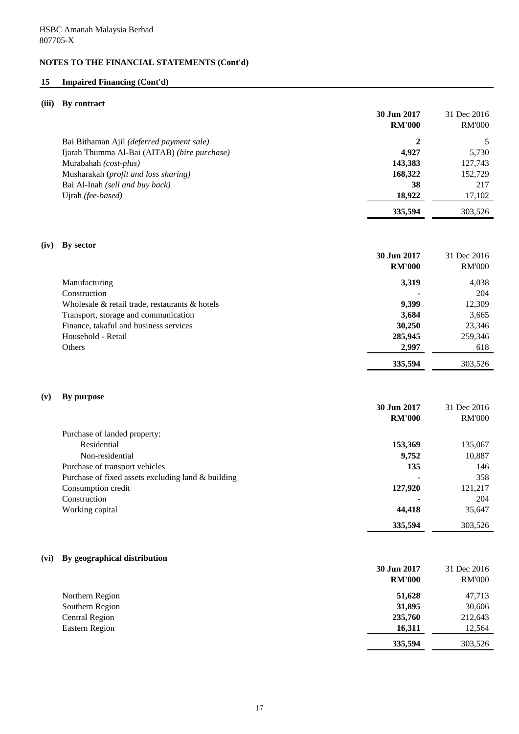HSBC Amanah Malaysia Berhad
807705-X

## NOTES TO THE FINANCIAL STATEMENTS (Cont'd)

### 15 Impaired Financing (Cont'd)

#### (iii) By contract

| | 30 Jun 2017 RM'000 | 31 Dec 2016 RM'000 |
|---|---|---|
| Bai Bithaman Ajil *(deferred payment sale)* | **2** | 5 |
| Ijarah Thumma Al-Bai (AITAB) *(hire purchase)* | **4,927** | 5,730 |
| Murabahah *(cost-plus)* | **143,383** | 127,743 |
| Musharakah (*profit and loss sharing)* | **168,322** | 152,729 |
| Bai Al-Inah *(sell and buy back)* | **38** | 217 |
| Ujrah *(fee-based)* | **18,922** | 17,102 |
| | **335,594** | 303,526 |

#### (iv) By sector

| | 30 Jun 2017 RM'000 | 31 Dec 2016 RM'000 |
|---|---|---|
| Manufacturing | **3,319** | 4,038 |
| Construction | **-** | 204 |
| Wholesale & retail trade, restaurants & hotels | **9,399** | 12,309 |
| Transport, storage and communication | **3,684** | 3,665 |
| Finance, takaful and business services | **30,250** | 23,346 |
| Household - Retail | **285,945** | 259,346 |
| Others | **2,997** | 618 |
| | **335,594** | 303,526 |

#### (v) By purpose

| | 30 Jun 2017 RM'000 | 31 Dec 2016 RM'000 |
|---|---|---|
| Purchase of landed property: | | |
| Residential | **153,369** | 135,067 |
| Non-residential | **9,752** | 10,887 |
| Purchase of transport vehicles | **135** | 146 |
| Purchase of fixed assets excluding land & building | **-** | 358 |
| Consumption credit | **127,920** | 121,217 |
| Construction | **-** | 204 |
| Working capital | **44,418** | 35,647 |
| | **335,594** | 303,526 |

#### (vi) By geographical distribution

| | 30 Jun 2017 RM'000 | 31 Dec 2016 RM'000 |
|---|---|---|
| Northern Region | **51,628** | 47,713 |
| Southern Region | **31,895** | 30,606 |
| Central Region | **235,760** | 212,643 |
| Eastern Region | **16,311** | 12,564 |
| | **335,594** | 303,526 |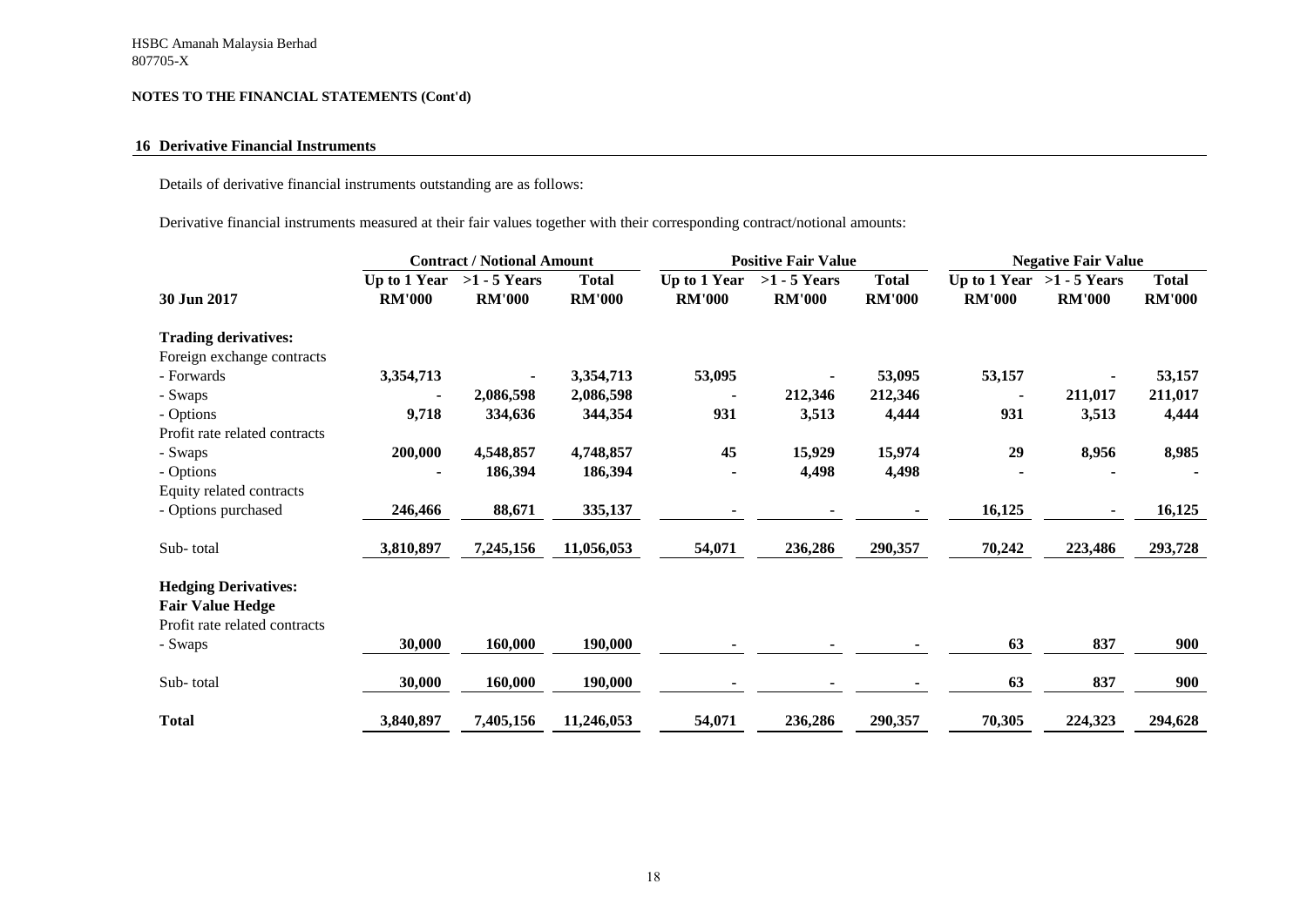HSBC Amanah Malaysia Berhad
807705-X

**NOTES TO THE FINANCIAL STATEMENTS (Cont'd)**

## 16 Derivative Financial Instruments

Details of derivative financial instruments outstanding are as follows:

Derivative financial instruments measured at their fair values together with their corresponding contract/notional amounts:

| | Contract / Notional Amount | | | Positive Fair Value | | | Negative Fair Value | | |
|---|---|---|---|---|---|---|---|---|---|
| **30 Jun 2017** | **Up to 1 Year RM'000** | **>1 - 5 Years RM'000** | **Total RM'000** | **Up to 1 Year RM'000** | **>1 - 5 Years RM'000** | **Total RM'000** | **Up to 1 Year RM'000** | **>1 - 5 Years RM'000** | **Total RM'000** |
| **Trading derivatives:** | | | | | | | | | |
| Foreign exchange contracts | | | | | | | | | |
| - Forwards | **3,354,713** | **-** | **3,354,713** | **53,095** | **-** | **53,095** | **53,157** | **-** | **53,157** |
| - Swaps | **-** | **2,086,598** | **2,086,598** | **-** | **212,346** | **212,346** | **-** | **211,017** | **211,017** |
| - Options | **9,718** | **334,636** | **344,354** | **931** | **3,513** | **4,444** | **931** | **3,513** | **4,444** |
| Profit rate related contracts | | | | | | | | | |
| - Swaps | **200,000** | **4,548,857** | **4,748,857** | **45** | **15,929** | **15,974** | **29** | **8,956** | **8,985** |
| - Options | **-** | **186,394** | **186,394** | **-** | **4,498** | **4,498** | **-** | **-** | **-** |
| Equity related contracts | | | | | | | | | |
| - Options purchased | **246,466** | **88,671** | **335,137** | **-** | **-** | **-** | **16,125** | **-** | **16,125** |
| Sub- total | **3,810,897** | **7,245,156** | **11,056,053** | **54,071** | **236,286** | **290,357** | **70,242** | **223,486** | **293,728** |
| **Hedging Derivatives:** | | | | | | | | | |
| **Fair Value Hedge** | | | | | | | | | |
| Profit rate related contracts | | | | | | | | | |
| - Swaps | **30,000** | **160,000** | **190,000** | **-** | **-** | **-** | **63** | **837** | **900** |
| Sub- total | **30,000** | **160,000** | **190,000** | **-** | **-** | **-** | **63** | **837** | **900** |
| **Total** | **3,840,897** | **7,405,156** | **11,246,053** | **54,071** | **236,286** | **290,357** | **70,305** | **224,323** | **294,628** |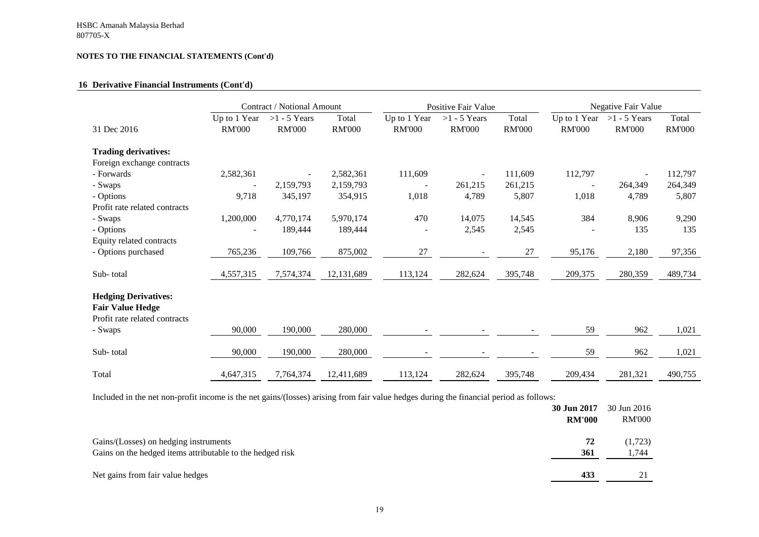HSBC Amanah Malaysia Berhad
807705-X

**NOTES TO THE FINANCIAL STATEMENTS (Cont'd)**

## 16 Derivative Financial Instruments (Cont'd)

| | Contract / Notional Amount | | | Positive Fair Value | | | Negative Fair Value | | |
|---|---|---|---|---|---|---|---|---|---|
| 31 Dec 2016 | Up to 1 Year RM'000 | >1 - 5 Years RM'000 | Total RM'000 | Up to 1 Year RM'000 | >1 - 5 Years RM'000 | Total RM'000 | Up to 1 Year RM'000 | >1 - 5 Years RM'000 | Total RM'000 |
| **Trading derivatives:** | | | | | | | | | |
| Foreign exchange contracts | | | | | | | | | |
| - Forwards | 2,582,361 | - | 2,582,361 | 111,609 | - | 111,609 | 112,797 | - | 112,797 |
| - Swaps | - | 2,159,793 | 2,159,793 | - | 261,215 | 261,215 | - | 264,349 | 264,349 |
| - Options | 9,718 | 345,197 | 354,915 | 1,018 | 4,789 | 5,807 | 1,018 | 4,789 | 5,807 |
| Profit rate related contracts | | | | | | | | | |
| - Swaps | 1,200,000 | 4,770,174 | 5,970,174 | 470 | 14,075 | 14,545 | 384 | 8,906 | 9,290 |
| - Options | - | 189,444 | 189,444 | - | 2,545 | 2,545 | - | 135 | 135 |
| Equity related contracts | | | | | | | | | |
| - Options purchased | 765,236 | 109,766 | 875,002 | 27 | - | 27 | 95,176 | 2,180 | 97,356 |
| Sub- total | 4,557,315 | 7,574,374 | 12,131,689 | 113,124 | 282,624 | 395,748 | 209,375 | 280,359 | 489,734 |
| **Hedging Derivatives:** | | | | | | | | | |
| **Fair Value Hedge** | | | | | | | | | |
| Profit rate related contracts | | | | | | | | | |
| - Swaps | 90,000 | 190,000 | 280,000 | - | - | - | 59 | 962 | 1,021 |
| Sub- total | 90,000 | 190,000 | 280,000 | - | - | - | 59 | 962 | 1,021 |
| Total | 4,647,315 | 7,764,374 | 12,411,689 | 113,124 | 282,624 | 395,748 | 209,434 | 281,321 | 490,755 |

Included in the net non-profit income is the net gains/(losses) arising from fair value hedges during the financial period as follows:

| | **30 Jun 2017 RM'000** | 30 Jun 2016 RM'000 |
|---|---|---|
| Gains/(Losses) on hedging instruments | **72** | (1,723) |
| Gains on the hedged items attributable to the hedged risk | **361** | 1,744 |
| Net gains from fair value hedges | **433** | 21 |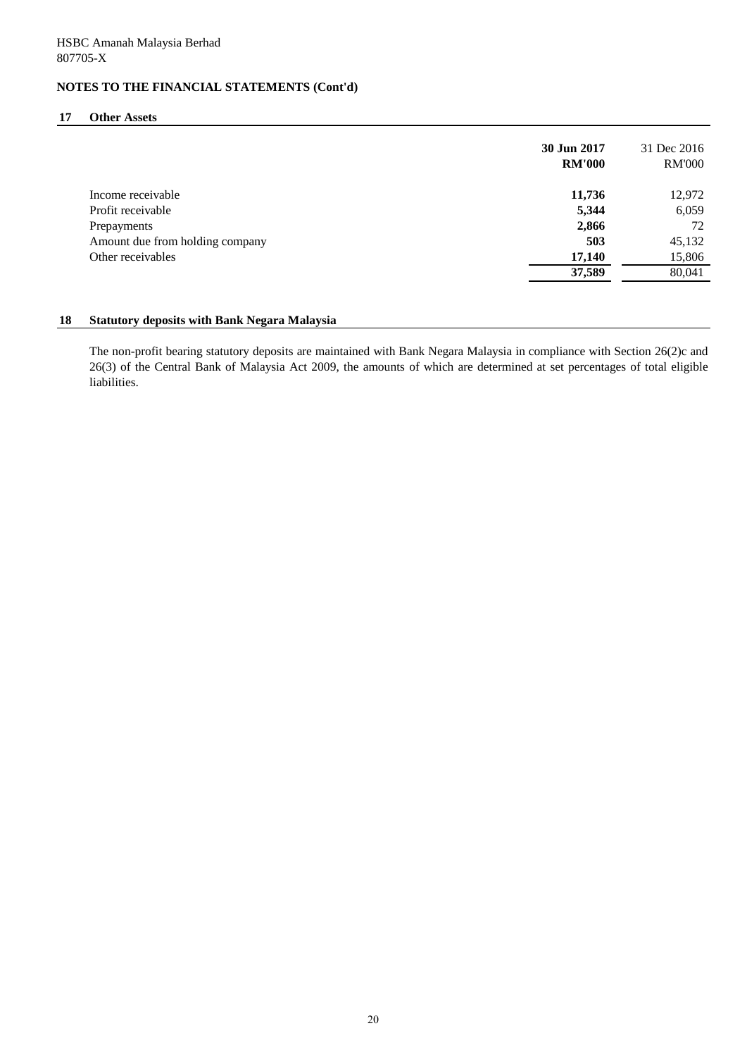HSBC Amanah Malaysia Berhad
807705-X

## NOTES TO THE FINANCIAL STATEMENTS (Cont'd)

### 17 Other Assets

| | **30 Jun 2017 RM'000** | 31 Dec 2016 RM'000 |
|---|---|---|
| Income receivable | **11,736** | 12,972 |
| Profit receivable | **5,344** | 6,059 |
| Prepayments | **2,866** | 72 |
| Amount due from holding company | **503** | 45,132 |
| Other receivables | **17,140** | 15,806 |
| | **37,589** | 80,041 |

### 18 Statutory deposits with Bank Negara Malaysia

The non-profit bearing statutory deposits are maintained with Bank Negara Malaysia in compliance with Section 26(2)c and 26(3) of the Central Bank of Malaysia Act 2009, the amounts of which are determined at set percentages of total eligible liabilities.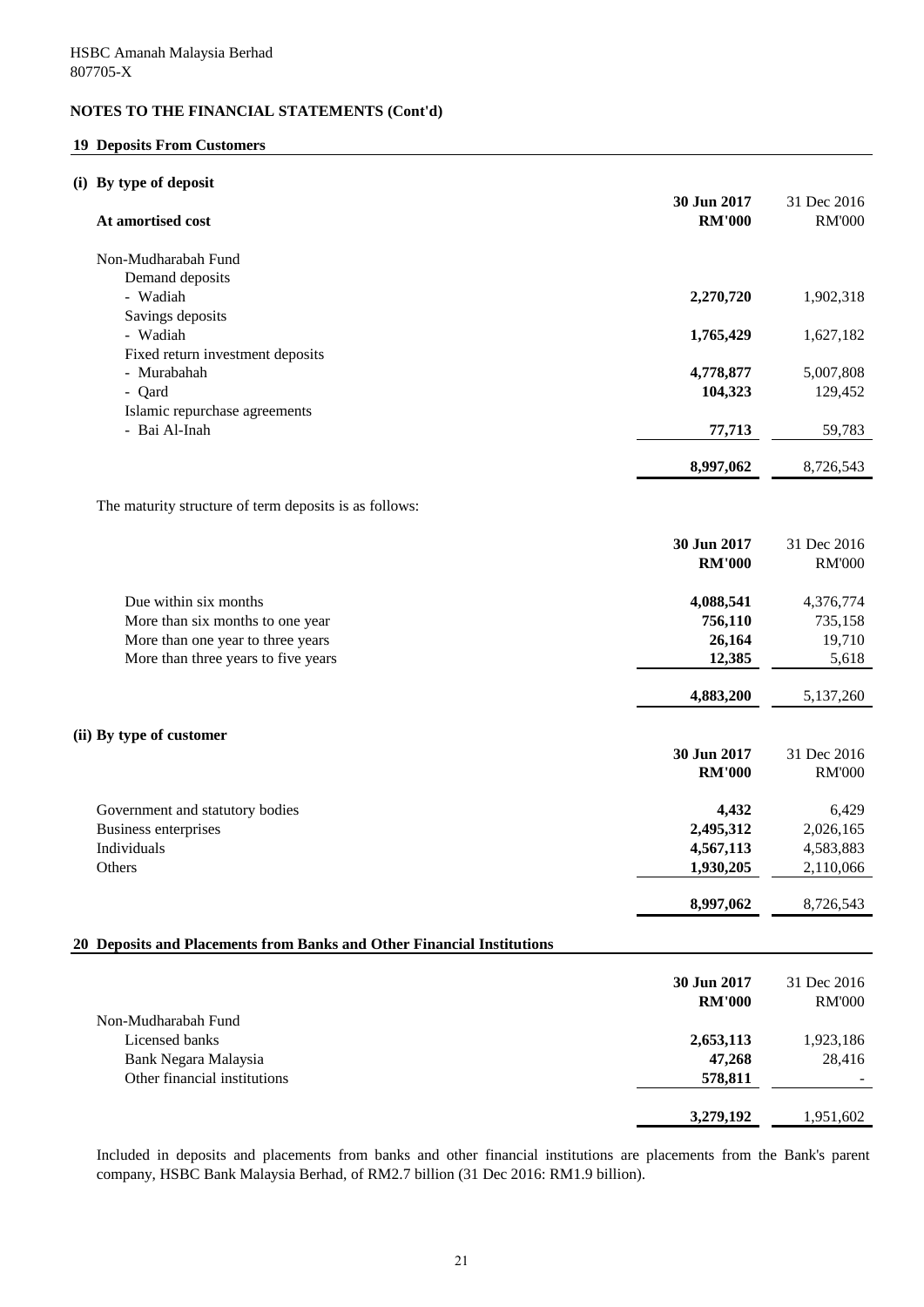HSBC Amanah Malaysia Berhad
807705-X

**NOTES TO THE FINANCIAL STATEMENTS (Cont'd)**

## 19 Deposits From Customers

### (i) By type of deposit

| At amortised cost | 30 Jun 2017 RM'000 | 31 Dec 2016 RM'000 |
|---|---|---|
| Non-Mudharabah Fund | | |
| Demand deposits | | |
| - Wadiah | **2,270,720** | 1,902,318 |
| Savings deposits | | |
| - Wadiah | **1,765,429** | 1,627,182 |
| Fixed return investment deposits | | |
| - Murabahah | **4,778,877** | 5,007,808 |
| - Qard | **104,323** | 129,452 |
| Islamic repurchase agreements | | |
| - Bai Al-Inah | **77,713** | 59,783 |
| | **8,997,062** | 8,726,543 |

The maturity structure of term deposits is as follows:

| | 30 Jun 2017 RM'000 | 31 Dec 2016 RM'000 |
|---|---|---|
| Due within six months | **4,088,541** | 4,376,774 |
| More than six months to one year | **756,110** | 735,158 |
| More than one year to three years | **26,164** | 19,710 |
| More than three years to five years | **12,385** | 5,618 |
| | **4,883,200** | 5,137,260 |

### (ii) By type of customer

| | 30 Jun 2017 RM'000 | 31 Dec 2016 RM'000 |
|---|---|---|
| Government and statutory bodies | **4,432** | 6,429 |
| Business enterprises | **2,495,312** | 2,026,165 |
| Individuals | **4,567,113** | 4,583,883 |
| Others | **1,930,205** | 2,110,066 |
| | **8,997,062** | 8,726,543 |

## 20 Deposits and Placements from Banks and Other Financial Institutions

| | 30 Jun 2017 RM'000 | 31 Dec 2016 RM'000 |
|---|---|---|
| Non-Mudharabah Fund | | |
| Licensed banks | **2,653,113** | 1,923,186 |
| Bank Negara Malaysia | **47,268** | 28,416 |
| Other financial institutions | **578,811** | - |
| | **3,279,192** | 1,951,602 |

Included in deposits and placements from banks and other financial institutions are placements from the Bank's parent company, HSBC Bank Malaysia Berhad, of RM2.7 billion (31 Dec 2016: RM1.9 billion).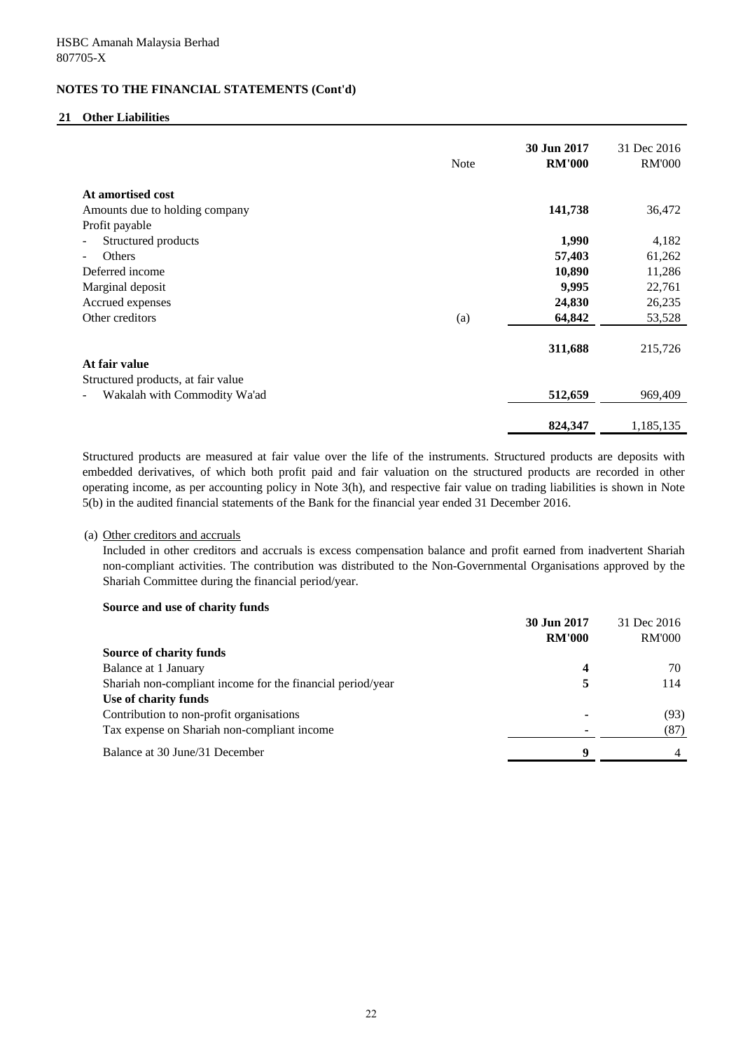HSBC Amanah Malaysia Berhad
807705-X

**NOTES TO THE FINANCIAL STATEMENTS (Cont'd)**

## 21 Other Liabilities

| | Note | 30 Jun 2017 RM'000 | 31 Dec 2016 RM'000 |
|---|---|---|---|
| **At amortised cost** | | | |
| Amounts due to holding company | | **141,738** | 36,472 |
| Profit payable | | | |
| - Structured products | | **1,990** | 4,182 |
| - Others | | **57,403** | 61,262 |
| Deferred income | | **10,890** | 11,286 |
| Marginal deposit | | **9,995** | 22,761 |
| Accrued expenses | | **24,830** | 26,235 |
| Other creditors | (a) | **64,842** | 53,528 |
| | | **311,688** | 215,726 |
| **At fair value** | | | |
| Structured products, at fair value | | | |
| - Wakalah with Commodity Wa'ad | | **512,659** | 969,409 |
| | | **824,347** | 1,185,135 |

Structured products are measured at fair value over the life of the instruments. Structured products are deposits with embedded derivatives, of which both profit paid and fair valuation on the structured products are recorded in other operating income, as per accounting policy in Note 3(h), and respective fair value on trading liabilities is shown in Note 5(b) in the audited financial statements of the Bank for the financial year ended 31 December 2016.

(a) Other creditors and accruals

Included in other creditors and accruals is excess compensation balance and profit earned from inadvertent Shariah non-compliant activities. The contribution was distributed to the Non-Governmental Organisations approved by the Shariah Committee during the financial period/year.

**Source and use of charity funds**

| | 30 Jun 2017 RM'000 | 31 Dec 2016 RM'000 |
|---|---|---|
| **Source of charity funds** | | |
| Balance at 1 January | **4** | 70 |
| Shariah non-compliant income for the financial period/year | **5** | 114 |
| **Use of charity funds** | | |
| Contribution to non-profit organisations | **-** | (93) |
| Tax expense on Shariah non-compliant income | **-** | (87) |
| Balance at 30 June/31 December | **9** | 4 |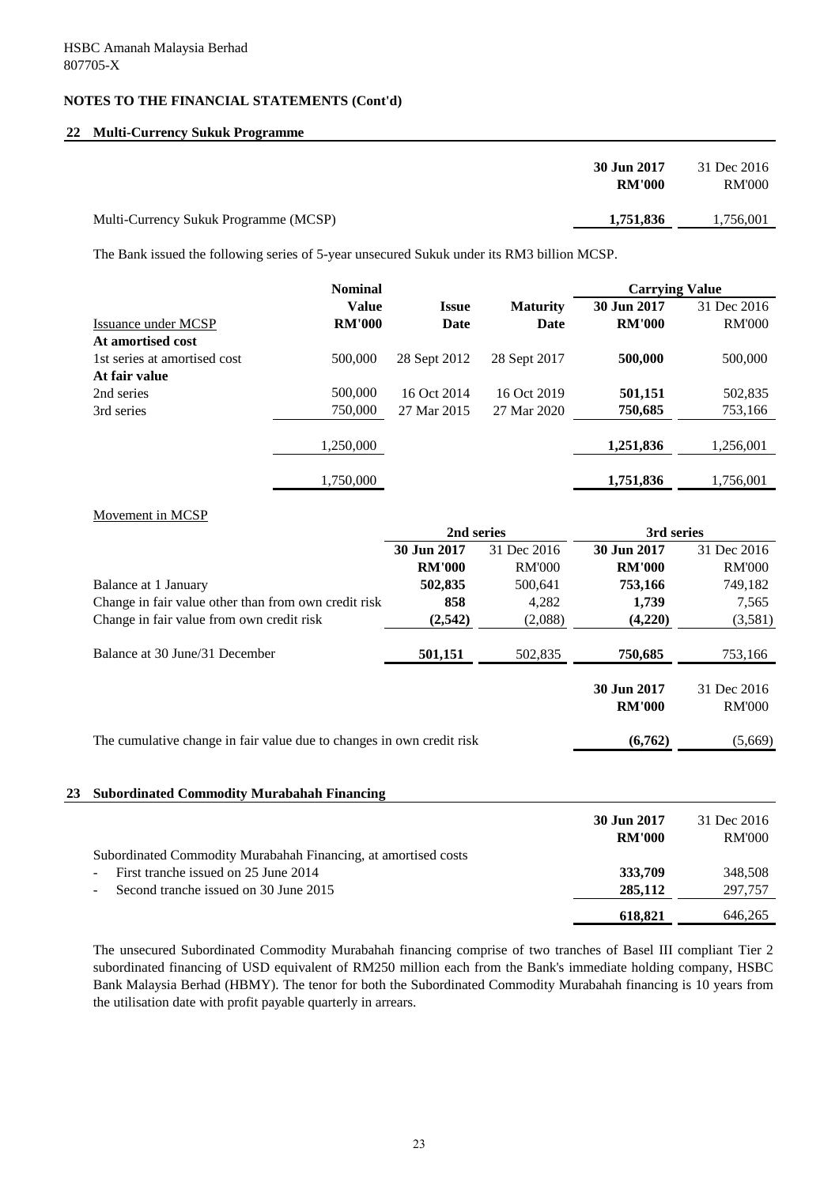HSBC Amanah Malaysia Berhad
807705-X

**NOTES TO THE FINANCIAL STATEMENTS (Cont'd)**

## 22 Multi-Currency Sukuk Programme

| | 30 Jun 2017 RM'000 | 31 Dec 2016 RM'000 |
|---|---|---|
| Multi-Currency Sukuk Programme (MCSP) | **1,751,836** | 1,756,001 |

The Bank issued the following series of 5-year unsecured Sukuk under its RM3 billion MCSP.

| Issuance under MCSP | Nominal Value RM'000 | Issue Date | Maturity Date | Carrying Value 30 Jun 2017 RM'000 | Carrying Value 31 Dec 2016 RM'000 |
|---|---|---|---|---|---|
| **At amortised cost** | | | | | |
| 1st series at amortised cost | 500,000 | 28 Sept 2012 | 28 Sept 2017 | **500,000** | 500,000 |
| **At fair value** | | | | | |
| 2nd series | 500,000 | 16 Oct 2014 | 16 Oct 2019 | **501,151** | 502,835 |
| 3rd series | 750,000 | 27 Mar 2015 | 27 Mar 2020 | **750,685** | 753,166 |
| | 1,250,000 | | | **1,251,836** | 1,256,001 |
| | 1,750,000 | | | **1,751,836** | 1,756,001 |

Movement in MCSP

| | 2nd series 30 Jun 2017 RM'000 | 2nd series 31 Dec 2016 RM'000 | 3rd series 30 Jun 2017 RM'000 | 3rd series 31 Dec 2016 RM'000 |
|---|---|---|---|---|
| Balance at 1 January | **502,835** | 500,641 | **753,166** | 749,182 |
| Change in fair value other than from own credit risk | **858** | 4,282 | **1,739** | 7,565 |
| Change in fair value from own credit risk | **(2,542)** | (2,088) | **(4,220)** | (3,581) |
| Balance at 30 June/31 December | **501,151** | 502,835 | **750,685** | 753,166 |

| | 30 Jun 2017 RM'000 | 31 Dec 2016 RM'000 |
|---|---|---|
| The cumulative change in fair value due to changes in own credit risk | **(6,762)** | (5,669) |

## 23 Subordinated Commodity Murabahah Financing

| | 30 Jun 2017 RM'000 | 31 Dec 2016 RM'000 |
|---|---|---|
| Subordinated Commodity Murabahah Financing, at amortised costs | | |
| - First tranche issued on 25 June 2014 | **333,709** | 348,508 |
| - Second tranche issued on 30 June 2015 | **285,112** | 297,757 |
| | **618,821** | 646,265 |

The unsecured Subordinated Commodity Murabahah financing comprise of two tranches of Basel III compliant Tier 2 subordinated financing of USD equivalent of RM250 million each from the Bank's immediate holding company, HSBC Bank Malaysia Berhad (HBMY). The tenor for both the Subordinated Commodity Murabahah financing is 10 years from the utilisation date with profit payable quarterly in arrears.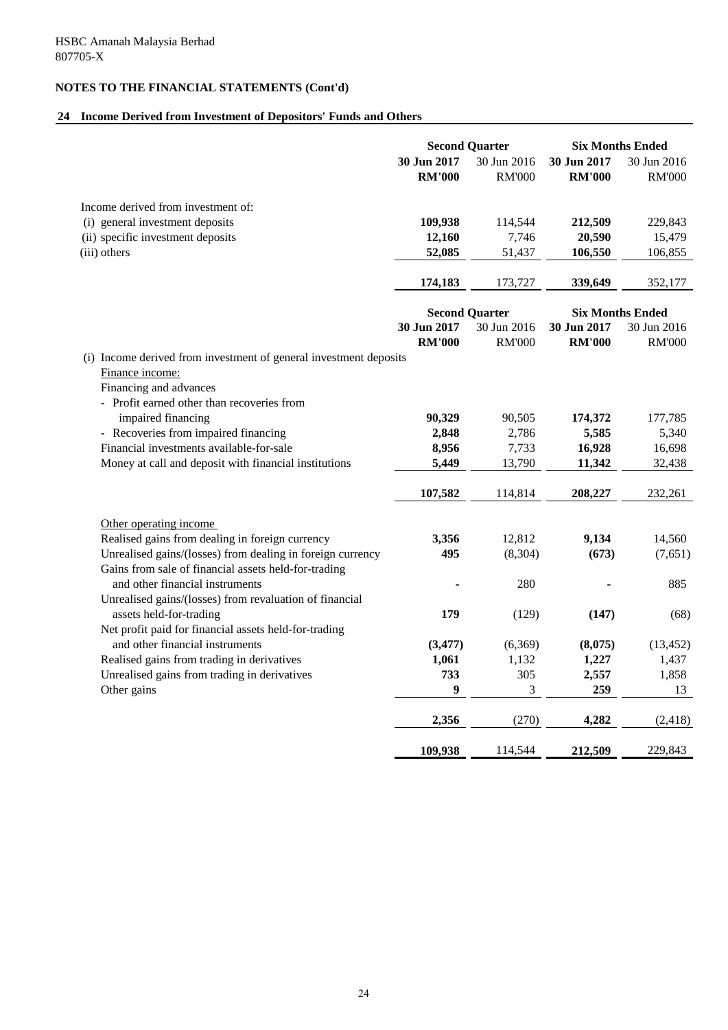HSBC Amanah Malaysia Berhad
807705-X

## NOTES TO THE FINANCIAL STATEMENTS (Cont'd)

### 24 Income Derived from Investment of Depositors' Funds and Others

| | Second Quarter | | Six Months Ended | |
|---|---|---|---|---|
| | **30 Jun 2017** | 30 Jun 2016 | **30 Jun 2017** | 30 Jun 2016 |
| | **RM'000** | RM'000 | **RM'000** | RM'000 |
| Income derived from investment of: | | | | |
| (i) general investment deposits | **109,938** | 114,544 | **212,509** | 229,843 |
| (ii) specific investment deposits | **12,160** | 7,746 | **20,590** | 15,479 |
| (iii) others | **52,085** | 51,437 | **106,550** | 106,855 |
| | **174,183** | 173,727 | **339,649** | 352,177 |

| | Second Quarter | | Six Months Ended | |
|---|---|---|---|---|
| | **30 Jun 2017** | 30 Jun 2016 | **30 Jun 2017** | 30 Jun 2016 |
| | **RM'000** | RM'000 | **RM'000** | RM'000 |
| (i) Income derived from investment of general investment deposits | | | | |
| Finance income: | | | | |
| Financing and advances | | | | |
| - Profit earned other than recoveries from impaired financing | **90,329** | 90,505 | **174,372** | 177,785 |
| - Recoveries from impaired financing | **2,848** | 2,786 | **5,585** | 5,340 |
| Financial investments available-for-sale | **8,956** | 7,733 | **16,928** | 16,698 |
| Money at call and deposit with financial institutions | **5,449** | 13,790 | **11,342** | 32,438 |
| | **107,582** | 114,814 | **208,227** | 232,261 |
| Other operating income | | | | |
| Realised gains from dealing in foreign currency | **3,356** | 12,812 | **9,134** | 14,560 |
| Unrealised gains/(losses) from dealing in foreign currency | **495** | (8,304) | **(673)** | (7,651) |
| Gains from sale of financial assets held-for-trading and other financial instruments | **-** | 280 | **-** | 885 |
| Unrealised gains/(losses) from revaluation of financial assets held-for-trading | **179** | (129) | **(147)** | (68) |
| Net profit paid for financial assets held-for-trading and other financial instruments | **(3,477)** | (6,369) | **(8,075)** | (13,452) |
| Realised gains from trading in derivatives | **1,061** | 1,132 | **1,227** | 1,437 |
| Unrealised gains from trading in derivatives | **733** | 305 | **2,557** | 1,858 |
| Other gains | **9** | 3 | **259** | 13 |
| | **2,356** | (270) | **4,282** | (2,418) |
| | **109,938** | 114,544 | **212,509** | 229,843 |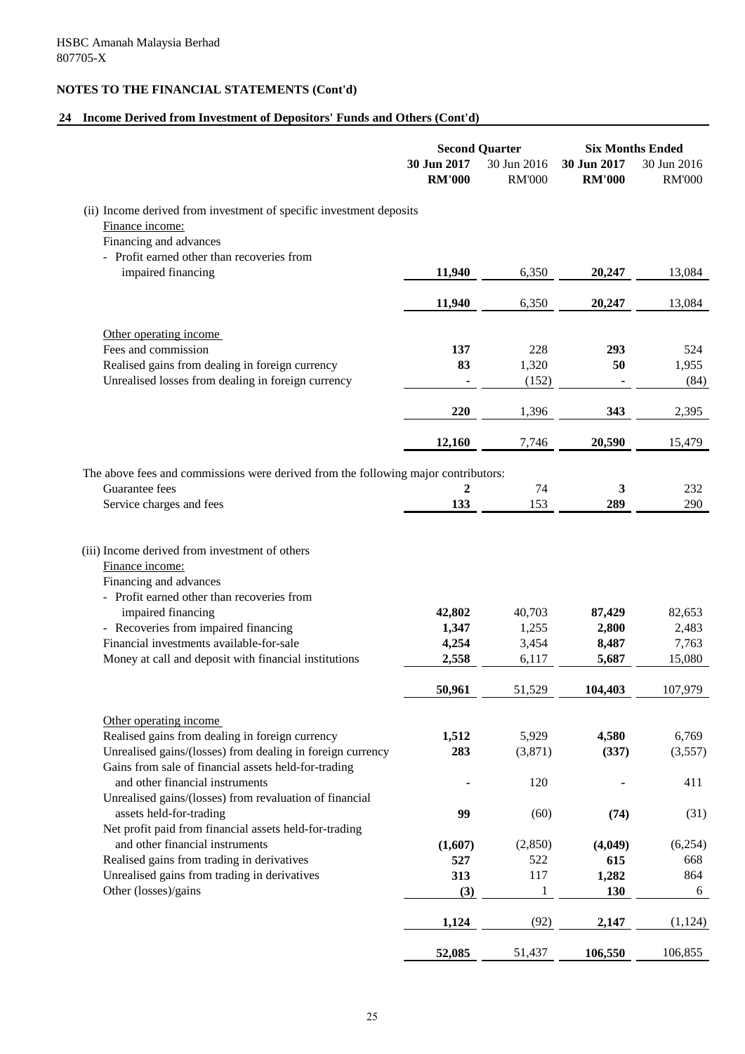HSBC Amanah Malaysia Berhad
807705-X

## NOTES TO THE FINANCIAL STATEMENTS (Cont'd)

### 24 Income Derived from Investment of Depositors' Funds and Others (Cont'd)

| | Second Quarter | | Six Months Ended | |
|---|---|---|---|---|
| | **30 Jun 2017** | 30 Jun 2016 | **30 Jun 2017** | 30 Jun 2016 |
| | **RM'000** | RM'000 | **RM'000** | RM'000 |
| (ii) Income derived from investment of specific investment deposits | | | | |
| Finance income: | | | | |
| Financing and advances | | | | |
| - Profit earned other than recoveries from impaired financing | **11,940** | 6,350 | **20,247** | 13,084 |
| | **11,940** | 6,350 | **20,247** | 13,084 |
| Other operating income | | | | |
| Fees and commission | **137** | 228 | **293** | 524 |
| Realised gains from dealing in foreign currency | **83** | 1,320 | **50** | 1,955 |
| Unrealised losses from dealing in foreign currency | **-** | (152) | **-** | (84) |
| | **220** | 1,396 | **343** | 2,395 |
| | **12,160** | 7,746 | **20,590** | 15,479 |
| The above fees and commissions were derived from the following major contributors: | | | | |
| Guarantee fees | **2** | 74 | **3** | 232 |
| Service charges and fees | **133** | 153 | **289** | 290 |
| (iii) Income derived from investment of others | | | | |
| Finance income: | | | | |
| Financing and advances | | | | |
| - Profit earned other than recoveries from impaired financing | **42,802** | 40,703 | **87,429** | 82,653 |
| - Recoveries from impaired financing | **1,347** | 1,255 | **2,800** | 2,483 |
| Financial investments available-for-sale | **4,254** | 3,454 | **8,487** | 7,763 |
| Money at call and deposit with financial institutions | **2,558** | 6,117 | **5,687** | 15,080 |
| | **50,961** | 51,529 | **104,403** | 107,979 |
| Other operating income | | | | |
| Realised gains from dealing in foreign currency | **1,512** | 5,929 | **4,580** | 6,769 |
| Unrealised gains/(losses) from dealing in foreign currency | **283** | (3,871) | **(337)** | (3,557) |
| Gains from sale of financial assets held-for-trading and other financial instruments | **-** | 120 | **-** | 411 |
| Unrealised gains/(losses) from revaluation of financial assets held-for-trading | **99** | (60) | **(74)** | (31) |
| Net profit paid from financial assets held-for-trading and other financial instruments | **(1,607)** | (2,850) | **(4,049)** | (6,254) |
| Realised gains from trading in derivatives | **527** | 522 | **615** | 668 |
| Unrealised gains from trading in derivatives | **313** | 117 | **1,282** | 864 |
| Other (losses)/gains | **(3)** | 1 | **130** | 6 |
| | **1,124** | (92) | **2,147** | (1,124) |
| | **52,085** | 51,437 | **106,550** | 106,855 |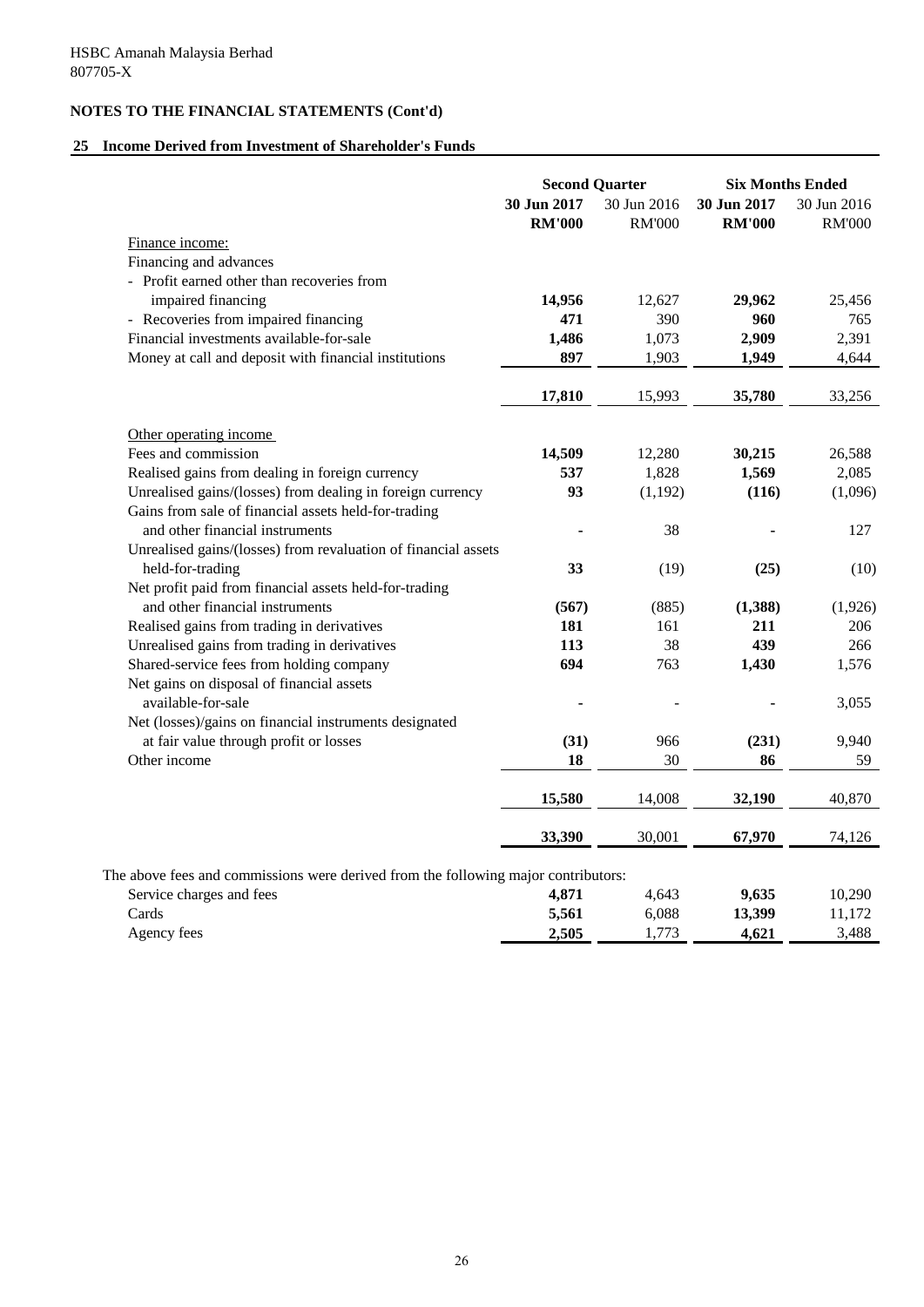HSBC Amanah Malaysia Berhad
807705-X

## NOTES TO THE FINANCIAL STATEMENTS (Cont'd)

### 25 Income Derived from Investment of Shareholder's Funds

| | Second Quarter | | Six Months Ended | |
|---|---|---|---|---|
| | **30 Jun 2017** | 30 Jun 2016 | **30 Jun 2017** | 30 Jun 2016 |
| | **RM'000** | RM'000 | **RM'000** | RM'000 |
| Finance income: | | | | |
| Financing and advances | | | | |
| - Profit earned other than recoveries from impaired financing | **14,956** | 12,627 | **29,962** | 25,456 |
| - Recoveries from impaired financing | **471** | 390 | **960** | 765 |
| Financial investments available-for-sale | **1,486** | 1,073 | **2,909** | 2,391 |
| Money at call and deposit with financial institutions | **897** | 1,903 | **1,949** | 4,644 |
| | **17,810** | 15,993 | **35,780** | 33,256 |
| Other operating income | | | | |
| Fees and commission | **14,509** | 12,280 | **30,215** | 26,588 |
| Realised gains from dealing in foreign currency | **537** | 1,828 | **1,569** | 2,085 |
| Unrealised gains/(losses) from dealing in foreign currency | **93** | (1,192) | **(116)** | (1,096) |
| Gains from sale of financial assets held-for-trading and other financial instruments | **-** | 38 | **-** | 127 |
| Unrealised gains/(losses) from revaluation of financial assets held-for-trading | **33** | (19) | **(25)** | (10) |
| Net profit paid from financial assets held-for-trading and other financial instruments | **(567)** | (885) | **(1,388)** | (1,926) |
| Realised gains from trading in derivatives | **181** | 161 | **211** | 206 |
| Unrealised gains from trading in derivatives | **113** | 38 | **439** | 266 |
| Shared-service fees from holding company | **694** | 763 | **1,430** | 1,576 |
| Net gains on disposal of financial assets available-for-sale | **-** | - | **-** | 3,055 |
| Net (losses)/gains on financial instruments designated at fair value through profit or losses | **(31)** | 966 | **(231)** | 9,940 |
| Other income | **18** | 30 | **86** | 59 |
| | **15,580** | 14,008 | **32,190** | 40,870 |
| | **33,390** | 30,001 | **67,970** | 74,126 |

The above fees and commissions were derived from the following major contributors:

| | **30 Jun 2017** | 30 Jun 2016 | **30 Jun 2017** | 30 Jun 2016 |
|---|---|---|---|---|
| Service charges and fees | **4,871** | 4,643 | **9,635** | 10,290 |
| Cards | **5,561** | 6,088 | **13,399** | 11,172 |
| Agency fees | **2,505** | 1,773 | **4,621** | 3,488 |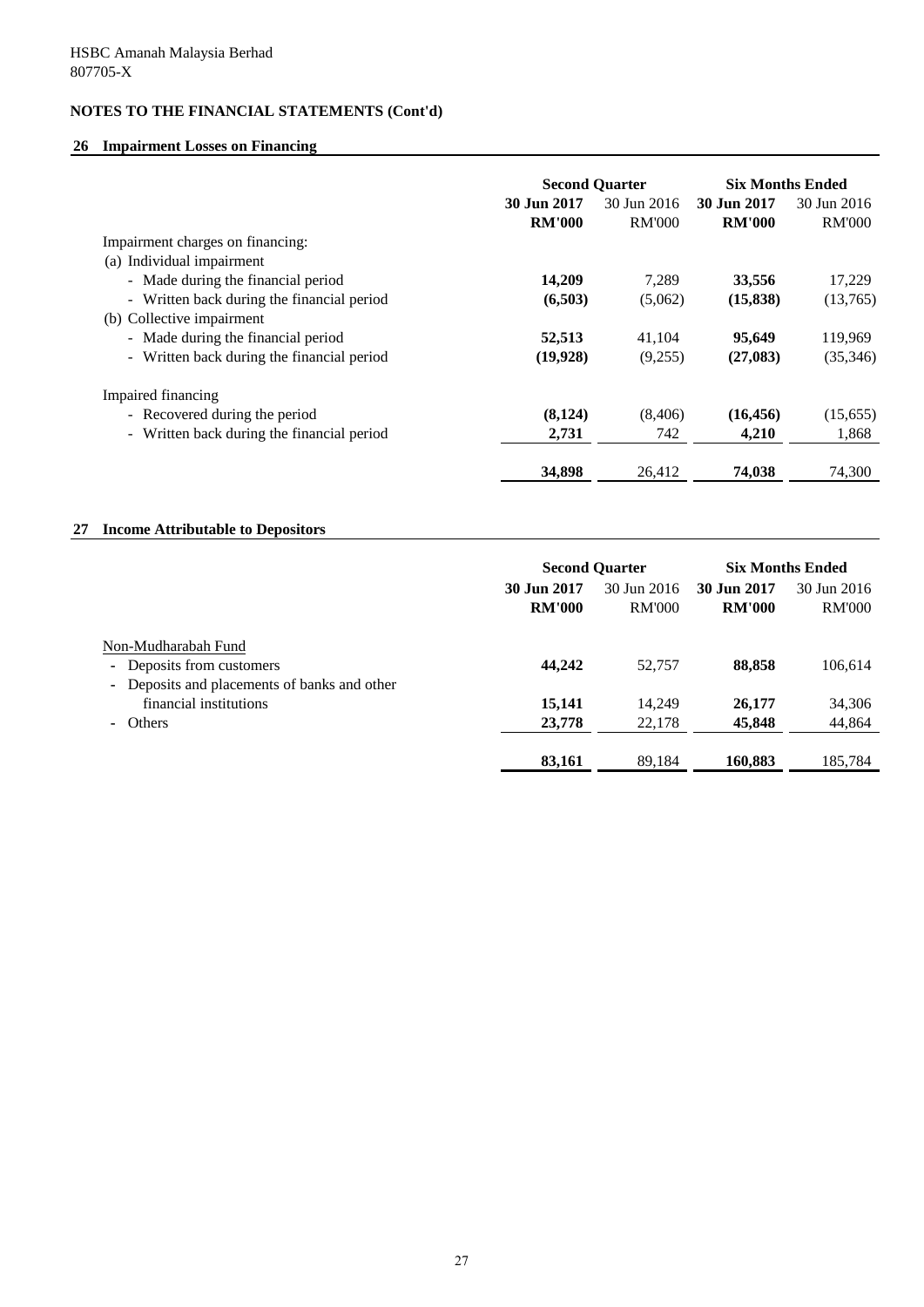HSBC Amanah Malaysia Berhad
807705-X

**NOTES TO THE FINANCIAL STATEMENTS (Cont'd)**

## 26 Impairment Losses on Financing

| | Second Quarter | | Six Months Ended | |
|---|---|---|---|---|
| | **30 Jun 2017** | 30 Jun 2016 | **30 Jun 2017** | 30 Jun 2016 |
| | **RM'000** | RM'000 | **RM'000** | RM'000 |
| Impairment charges on financing: | | | | |
| (a) Individual impairment | | | | |
| - Made during the financial period | **14,209** | 7,289 | **33,556** | 17,229 |
| - Written back during the financial period | **(6,503)** | (5,062) | **(15,838)** | (13,765) |
| (b) Collective impairment | | | | |
| - Made during the financial period | **52,513** | 41,104 | **95,649** | 119,969 |
| - Written back during the financial period | **(19,928)** | (9,255) | **(27,083)** | (35,346) |
| Impaired financing | | | | |
| - Recovered during the period | **(8,124)** | (8,406) | **(16,456)** | (15,655) |
| - Written back during the financial period | **2,731** | 742 | **4,210** | 1,868 |
| | **34,898** | 26,412 | **74,038** | 74,300 |

## 27 Income Attributable to Depositors

| | Second Quarter | | Six Months Ended | |
|---|---|---|---|---|
| | **30 Jun 2017** | 30 Jun 2016 | **30 Jun 2017** | 30 Jun 2016 |
| | **RM'000** | RM'000 | **RM'000** | RM'000 |
| Non-Mudharabah Fund | | | | |
| - Deposits from customers | **44,242** | 52,757 | **88,858** | 106,614 |
| - Deposits and placements of banks and other financial institutions | **15,141** | 14,249 | **26,177** | 34,306 |
| - Others | **23,778** | 22,178 | **45,848** | 44,864 |
| | **83,161** | 89,184 | **160,883** | 185,784 |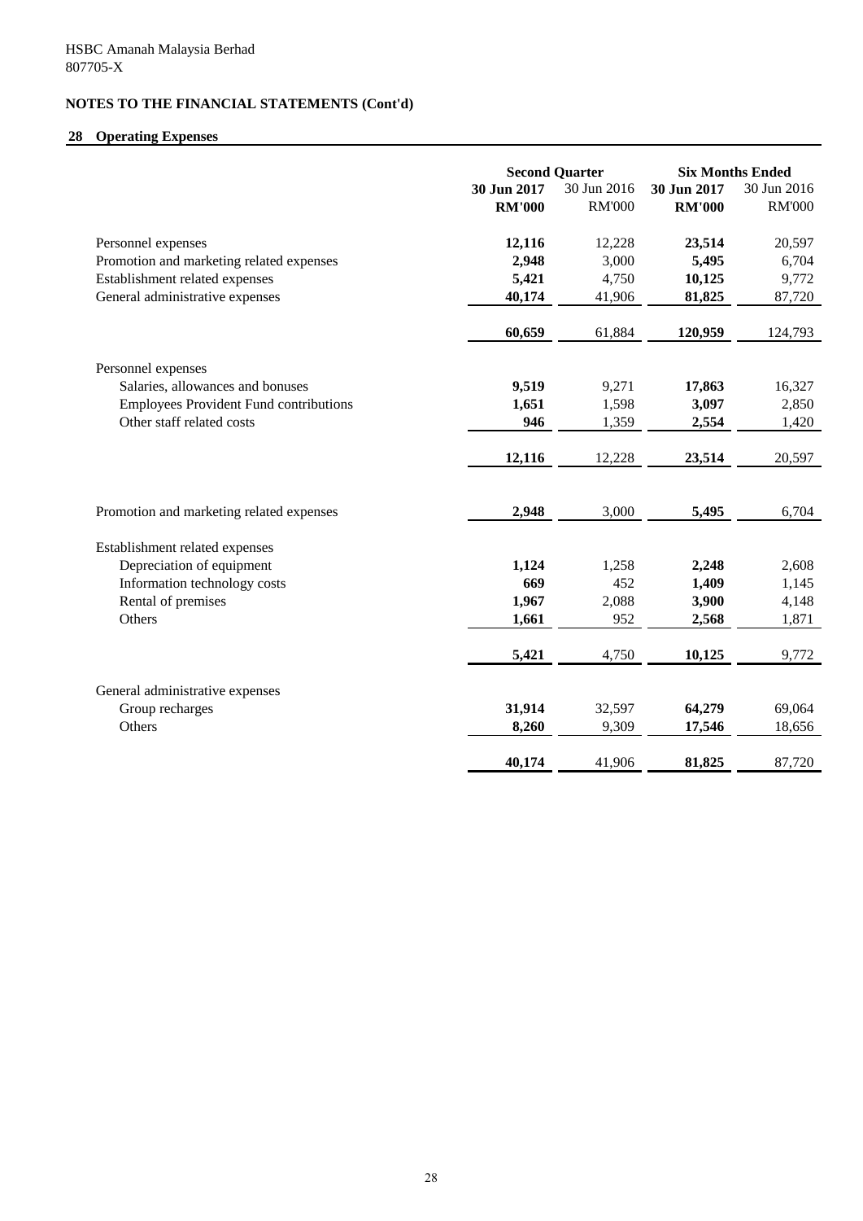HSBC Amanah Malaysia Berhad
807705-X

## NOTES TO THE FINANCIAL STATEMENTS (Cont'd)

### 28 Operating Expenses

| | Second Quarter | | Six Months Ended | |
|---|---|---|---|---|
| | **30 Jun 2017** | 30 Jun 2016 | **30 Jun 2017** | 30 Jun 2016 |
| | **RM'000** | RM'000 | **RM'000** | RM'000 |
| Personnel expenses | **12,116** | 12,228 | **23,514** | 20,597 |
| Promotion and marketing related expenses | **2,948** | 3,000 | **5,495** | 6,704 |
| Establishment related expenses | **5,421** | 4,750 | **10,125** | 9,772 |
| General administrative expenses | **40,174** | 41,906 | **81,825** | 87,720 |
| | **60,659** | 61,884 | **120,959** | 124,793 |
| Personnel expenses | | | | |
| Salaries, allowances and bonuses | **9,519** | 9,271 | **17,863** | 16,327 |
| Employees Provident Fund contributions | **1,651** | 1,598 | **3,097** | 2,850 |
| Other staff related costs | **946** | 1,359 | **2,554** | 1,420 |
| | **12,116** | 12,228 | **23,514** | 20,597 |
| Promotion and marketing related expenses | **2,948** | 3,000 | **5,495** | 6,704 |
| Establishment related expenses | | | | |
| Depreciation of equipment | **1,124** | 1,258 | **2,248** | 2,608 |
| Information technology costs | **669** | 452 | **1,409** | 1,145 |
| Rental of premises | **1,967** | 2,088 | **3,900** | 4,148 |
| Others | **1,661** | 952 | **2,568** | 1,871 |
| | **5,421** | 4,750 | **10,125** | 9,772 |
| General administrative expenses | | | | |
| Group recharges | **31,914** | 32,597 | **64,279** | 69,064 |
| Others | **8,260** | 9,309 | **17,546** | 18,656 |
| | **40,174** | 41,906 | **81,825** | 87,720 |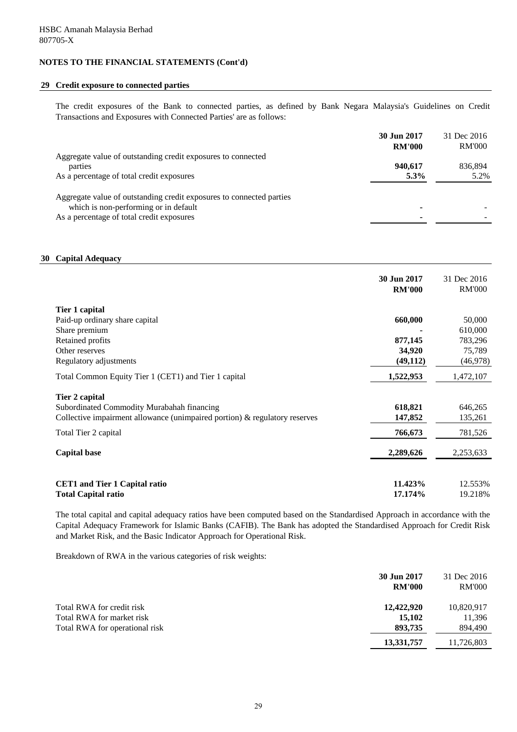HSBC Amanah Malaysia Berhad
807705-X

## NOTES TO THE FINANCIAL STATEMENTS (Cont'd)

### 29 Credit exposure to connected parties

The credit exposures of the Bank to connected parties, as defined by Bank Negara Malaysia's Guidelines on Credit Transactions and Exposures with Connected Parties' are as follows:

| | 30 Jun 2017 RM'000 | 31 Dec 2016 RM'000 |
|---|---|---|
| Aggregate value of outstanding credit exposures to connected parties | **940,617** | 836,894 |
| As a percentage of total credit exposures | **5.3%** | 5.2% |
| Aggregate value of outstanding credit exposures to connected parties which is non-performing or in default | **-** | - |
| As a percentage of total credit exposures | **-** | - |

### 30 Capital Adequacy

| | 30 Jun 2017 RM'000 | 31 Dec 2016 RM'000 |
|---|---|---|
| **Tier 1 capital** | | |
| Paid-up ordinary share capital | **660,000** | 50,000 |
| Share premium | **-** | 610,000 |
| Retained profits | **877,145** | 783,296 |
| Other reserves | **34,920** | 75,789 |
| Regulatory adjustments | **(49,112)** | (46,978) |
| Total Common Equity Tier 1 (CET1) and Tier 1 capital | **1,522,953** | 1,472,107 |
| **Tier 2 capital** | | |
| Subordinated Commodity Murabahah financing | **618,821** | 646,265 |
| Collective impairment allowance (unimpaired portion) & regulatory reserves | **147,852** | 135,261 |
| Total Tier 2 capital | **766,673** | 781,526 |
| **Capital base** | **2,289,626** | 2,253,633 |
| **CET1 and Tier 1 Capital ratio** | **11.423%** | 12.553% |
| **Total Capital ratio** | **17.174%** | 19.218% |

The total capital and capital adequacy ratios have been computed based on the Standardised Approach in accordance with the Capital Adequacy Framework for Islamic Banks (CAFIB). The Bank has adopted the Standardised Approach for Credit Risk and Market Risk, and the Basic Indicator Approach for Operational Risk.

Breakdown of RWA in the various categories of risk weights:

| | 30 Jun 2017 RM'000 | 31 Dec 2016 RM'000 |
|---|---|---|
| Total RWA for credit risk | **12,422,920** | 10,820,917 |
| Total RWA for market risk | **15,102** | 11,396 |
| Total RWA for operational risk | **893,735** | 894,490 |
| | **13,331,757** | 11,726,803 |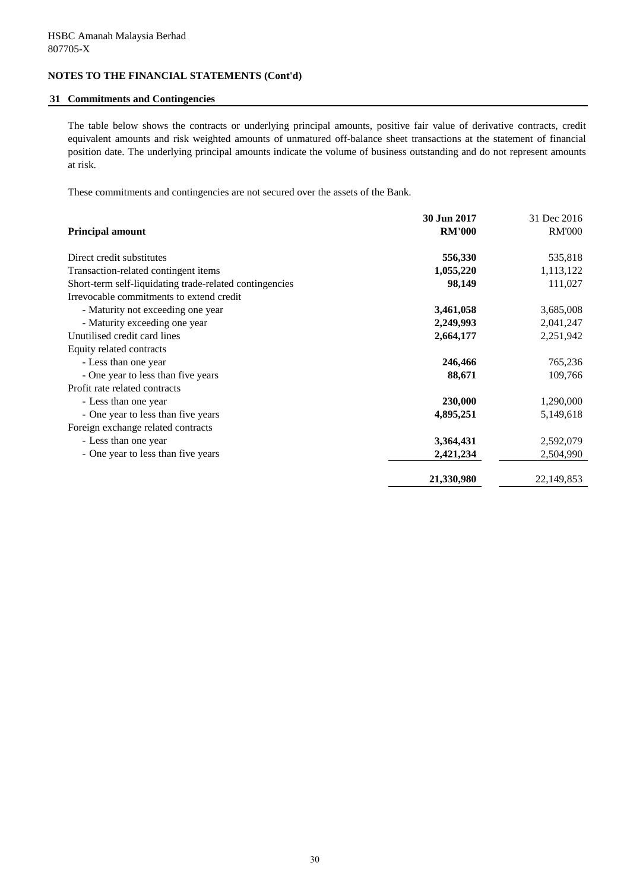HSBC Amanah Malaysia Berhad
807705-X

**NOTES TO THE FINANCIAL STATEMENTS (Cont'd)**

## 31 Commitments and Contingencies

The table below shows the contracts or underlying principal amounts, positive fair value of derivative contracts, credit equivalent amounts and risk weighted amounts of unmatured off-balance sheet transactions at the statement of financial position date. The underlying principal amounts indicate the volume of business outstanding and do not represent amounts at risk.

These commitments and contingencies are not secured over the assets of the Bank.

| **Principal amount** | **30 Jun 2017 RM'000** | 31 Dec 2016 RM'000 |
|---|---|---|
| Direct credit substitutes | **556,330** | 535,818 |
| Transaction-related contingent items | **1,055,220** | 1,113,122 |
| Short-term self-liquidating trade-related contingencies | **98,149** | 111,027 |
| Irrevocable commitments to extend credit | | |
| - Maturity not exceeding one year | **3,461,058** | 3,685,008 |
| - Maturity exceeding one year | **2,249,993** | 2,041,247 |
| Unutilised credit card lines | **2,664,177** | 2,251,942 |
| Equity related contracts | | |
| - Less than one year | **246,466** | 765,236 |
| - One year to less than five years | **88,671** | 109,766 |
| Profit rate related contracts | | |
| - Less than one year | **230,000** | 1,290,000 |
| - One year to less than five years | **4,895,251** | 5,149,618 |
| Foreign exchange related contracts | | |
| - Less than one year | **3,364,431** | 2,592,079 |
| - One year to less than five years | **2,421,234** | 2,504,990 |
| | **21,330,980** | 22,149,853 |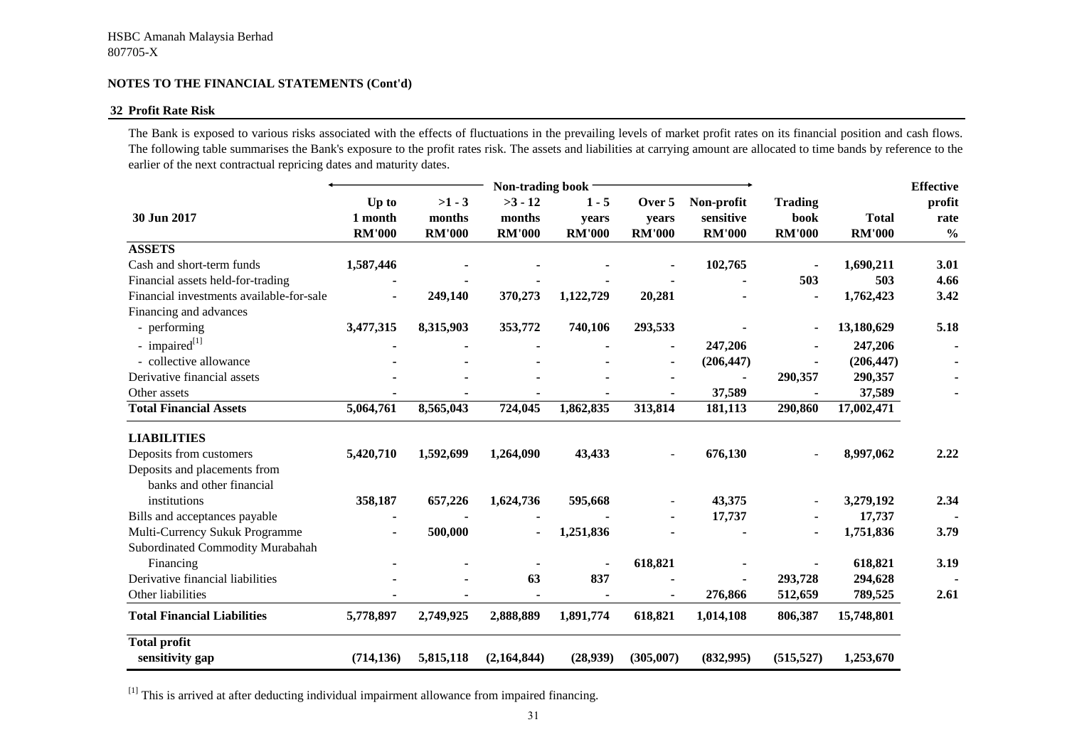HSBC Amanah Malaysia Berhad
807705-X

**NOTES TO THE FINANCIAL STATEMENTS (Cont'd)**

## 32 Profit Rate Risk

The Bank is exposed to various risks associated with the effects of fluctuations in the prevailing levels of market profit rates on its financial position and cash flows. The following table summarises the Bank's exposure to the profit rates risk. The assets and liabilities at carrying amount are allocated to time bands by reference to the earlier of the next contractual repricing dates and maturity dates.

| | Non-trading book | | | | | | | | |
|---|---|---|---|---|---|---|---|---|---|
| **30 Jun 2017** | **Up to 1 month RM'000** | **>1 - 3 months RM'000** | **>3 - 12 months RM'000** | **1 - 5 years RM'000** | **Over 5 years RM'000** | **Non-profit sensitive RM'000** | **Trading book RM'000** | **Total RM'000** | **Effective profit rate %** |
| **ASSETS** | | | | | | | | | |
| Cash and short-term funds | 1,587,446 | - | - | - | - | 102,765 | - | 1,690,211 | 3.01 |
| Financial assets held-for-trading | - | - | - | - | - | - | 503 | 503 | 4.66 |
| Financial investments available-for-sale | - | 249,140 | 370,273 | 1,122,729 | 20,281 | - | - | 1,762,423 | 3.42 |
| Financing and advances | | | | | | | | | |
| - performing | 3,477,315 | 8,315,903 | 353,772 | 740,106 | 293,533 | - | - | 13,180,629 | 5.18 |
| - impaired[1] | - | - | - | - | - | 247,206 | - | 247,206 | - |
| - collective allowance | - | - | - | - | - | (206,447) | - | (206,447) | - |
| Derivative financial assets | - | - | - | - | - | - | 290,357 | 290,357 | - |
| Other assets | - | - | - | - | - | 37,589 | - | 37,589 | - |
| **Total Financial Assets** | 5,064,761 | 8,565,043 | 724,045 | 1,862,835 | 313,814 | 181,113 | 290,860 | 17,002,471 | |
| **LIABILITIES** | | | | | | | | | |
| Deposits from customers | 5,420,710 | 1,592,699 | 1,264,090 | 43,433 | - | 676,130 | - | 8,997,062 | 2.22 |
| Deposits and placements from banks and other financial institutions | 358,187 | 657,226 | 1,624,736 | 595,668 | - | 43,375 | - | 3,279,192 | 2.34 |
| Bills and acceptances payable | - | - | - | - | - | 17,737 | - | 17,737 | - |
| Multi-Currency Sukuk Programme | - | 500,000 | - | 1,251,836 | - | - | - | 1,751,836 | 3.79 |
| Subordinated Commodity Murabahah Financing | - | - | - | - | 618,821 | - | - | 618,821 | 3.19 |
| Derivative financial liabilities | - | - | 63 | 837 | - | - | 293,728 | 294,628 | - |
| Other liabilities | - | - | - | - | - | 276,866 | 512,659 | 789,525 | 2.61 |
| **Total Financial Liabilities** | 5,778,897 | 2,749,925 | 2,888,889 | 1,891,774 | 618,821 | 1,014,108 | 806,387 | 15,748,801 | |
| **Total profit sensitivity gap** | (714,136) | 5,815,118 | (2,164,844) | (28,939) | (305,007) | (832,995) | (515,527) | 1,253,670 | |

[1] This is arrived at after deducting individual impairment allowance from impaired financing.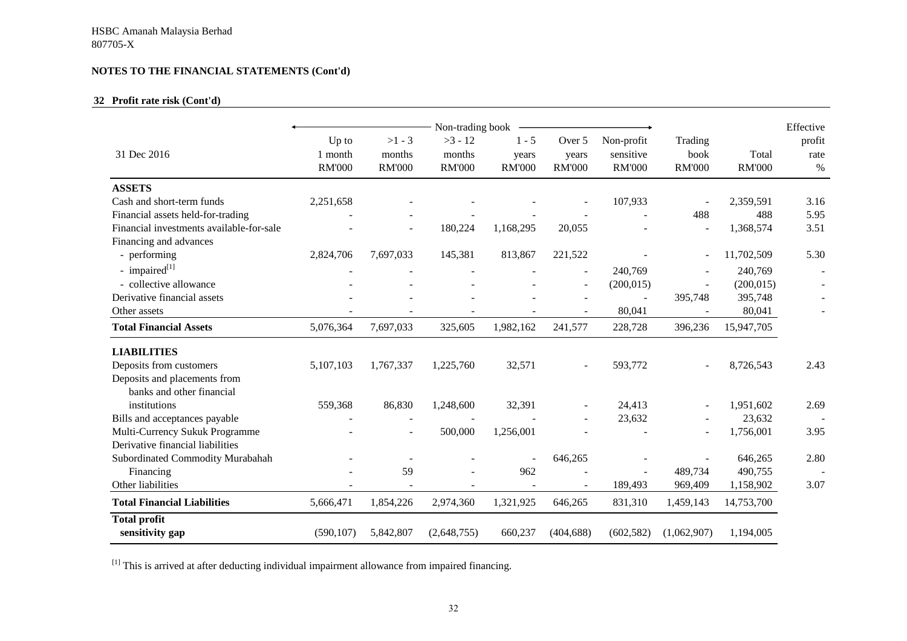## NOTES TO THE FINANCIAL STATEMENTS (Cont'd)

### 32 Profit rate risk (Cont'd)

| 31 Dec 2016 | Non-trading book Up to 1 month RM'000 | >1 - 3 months RM'000 | >3 - 12 months RM'000 | 1 - 5 years RM'000 | Over 5 years RM'000 | Non-profit sensitive RM'000 | Trading book RM'000 | Total RM'000 | Effective profit rate % |
|---|---|---|---|---|---|---|---|---|---|
| **ASSETS** | | | | | | | | | |
| Cash and short-term funds | 2,251,658 | - | - | - | - | 107,933 | - | 2,359,591 | 3.16 |
| Financial assets held-for-trading | - | - | - | - | - | - | 488 | 488 | 5.95 |
| Financial investments available-for-sale | - | - | 180,224 | 1,168,295 | 20,055 | - | - | 1,368,574 | 3.51 |
| Financing and advances | | | | | | | | | |
| - performing | 2,824,706 | 7,697,033 | 145,381 | 813,867 | 221,522 | - | - | 11,702,509 | 5.30 |
| - impaired[1] | - | - | - | - | - | 240,769 | - | 240,769 | - |
| - collective allowance | - | - | - | - | - | (200,015) | - | (200,015) | - |
| Derivative financial assets | - | - | - | - | - | - | 395,748 | 395,748 | - |
| Other assets | - | - | - | - | - | 80,041 | - | 80,041 | - |
| **Total Financial Assets** | 5,076,364 | 7,697,033 | 325,605 | 1,982,162 | 241,577 | 228,728 | 396,236 | 15,947,705 | |
| **LIABILITIES** | | | | | | | | | |
| Deposits from customers | 5,107,103 | 1,767,337 | 1,225,760 | 32,571 | - | 593,772 | - | 8,726,543 | 2.43 |
| Deposits and placements from banks and other financial institutions | 559,368 | 86,830 | 1,248,600 | 32,391 | - | 24,413 | - | 1,951,602 | 2.69 |
| Bills and acceptances payable | - | - | - | - | - | 23,632 | - | 23,632 | - |
| Multi-Currency Sukuk Programme | - | - | 500,000 | 1,256,001 | - | - | - | 1,756,001 | 3.95 |
| Derivative financial liabilities | | | | | | | | | |
| Subordinated Commodity Murabahah | - | - | - | - | 646,265 | - | - | 646,265 | 2.80 |
| Financing | - | 59 | - | 962 | - | - | 489,734 | 490,755 | - |
| Other liabilities | - | - | - | - | - | 189,493 | 969,409 | 1,158,902 | 3.07 |
| **Total Financial Liabilities** | 5,666,471 | 1,854,226 | 2,974,360 | 1,321,925 | 646,265 | 831,310 | 1,459,143 | 14,753,700 | |
| **Total profit sensitivity gap** | (590,107) | 5,842,807 | (2,648,755) | 660,237 | (404,688) | (602,582) | (1,062,907) | 1,194,005 | |

[1] This is arrived at after deducting individual impairment allowance from impaired financing.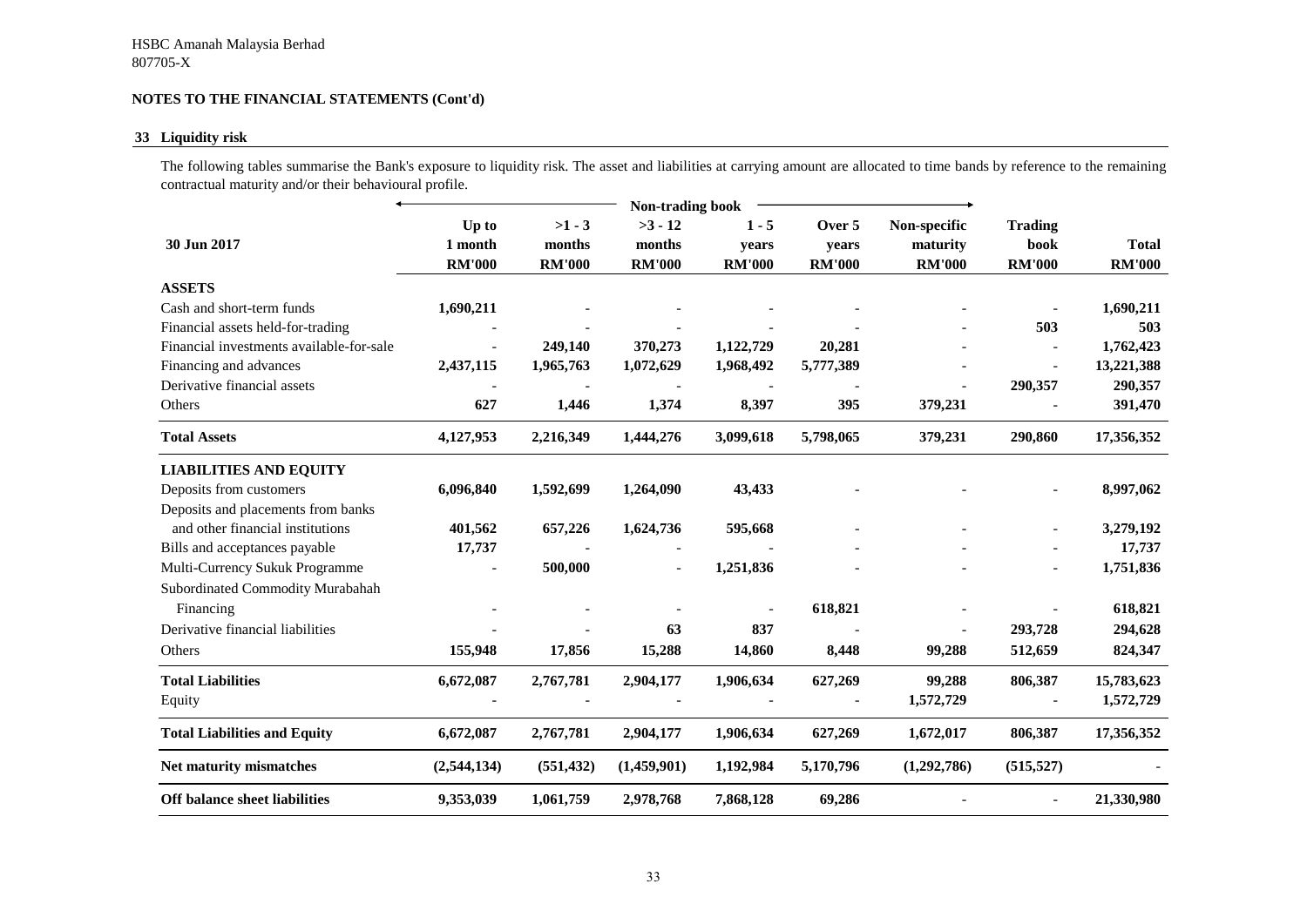HSBC Amanah Malaysia Berhad
807705-X

## NOTES TO THE FINANCIAL STATEMENTS (Cont'd)

### 33 Liquidity risk

The following tables summarise the Bank's exposure to liquidity risk. The asset and liabilities at carrying amount are allocated to time bands by reference to the remaining contractual maturity and/or their behavioural profile.

| | Non-trading book | | | | | | | |
|---|---|---|---|---|---|---|---|---|
| **30 Jun 2017** | **Up to 1 month RM'000** | **>1 - 3 months RM'000** | **>3 - 12 months RM'000** | **1 - 5 years RM'000** | **Over 5 years RM'000** | **Non-specific maturity RM'000** | **Trading book RM'000** | **Total RM'000** |
| **ASSETS** | | | | | | | | |
| Cash and short-term funds | **1,690,211** | - | - | - | - | - | - | **1,690,211** |
| Financial assets held-for-trading | - | - | - | - | - | - | **503** | **503** |
| Financial investments available-for-sale | - | **249,140** | **370,273** | **1,122,729** | **20,281** | - | - | **1,762,423** |
| Financing and advances | **2,437,115** | **1,965,763** | **1,072,629** | **1,968,492** | **5,777,389** | - | - | **13,221,388** |
| Derivative financial assets | - | - | - | - | - | - | **290,357** | **290,357** |
| Others | **627** | **1,446** | **1,374** | **8,397** | **395** | **379,231** | - | **391,470** |
| **Total Assets** | **4,127,953** | **2,216,349** | **1,444,276** | **3,099,618** | **5,798,065** | **379,231** | **290,860** | **17,356,352** |
| **LIABILITIES AND EQUITY** | | | | | | | | |
| Deposits from customers | **6,096,840** | **1,592,699** | **1,264,090** | **43,433** | - | - | - | **8,997,062** |
| Deposits and placements from banks and other financial institutions | **401,562** | **657,226** | **1,624,736** | **595,668** | - | - | - | **3,279,192** |
| Bills and acceptances payable | **17,737** | - | - | - | - | - | - | **17,737** |
| Multi-Currency Sukuk Programme | - | **500,000** | - | **1,251,836** | - | - | - | **1,751,836** |
| Subordinated Commodity Murabahah Financing | - | - | - | - | **618,821** | - | - | **618,821** |
| Derivative financial liabilities | - | - | **63** | **837** | - | - | **293,728** | **294,628** |
| Others | **155,948** | **17,856** | **15,288** | **14,860** | **8,448** | **99,288** | **512,659** | **824,347** |
| **Total Liabilities** | **6,672,087** | **2,767,781** | **2,904,177** | **1,906,634** | **627,269** | **99,288** | **806,387** | **15,783,623** |
| Equity | - | - | - | - | - | **1,572,729** | - | **1,572,729** |
| **Total Liabilities and Equity** | **6,672,087** | **2,767,781** | **2,904,177** | **1,906,634** | **627,269** | **1,672,017** | **806,387** | **17,356,352** |
| **Net maturity mismatches** | **(2,544,134)** | **(551,432)** | **(1,459,901)** | **1,192,984** | **5,170,796** | **(1,292,786)** | **(515,527)** | - |
| **Off balance sheet liabilities** | **9,353,039** | **1,061,759** | **2,978,768** | **7,868,128** | **69,286** | - | - | **21,330,980** |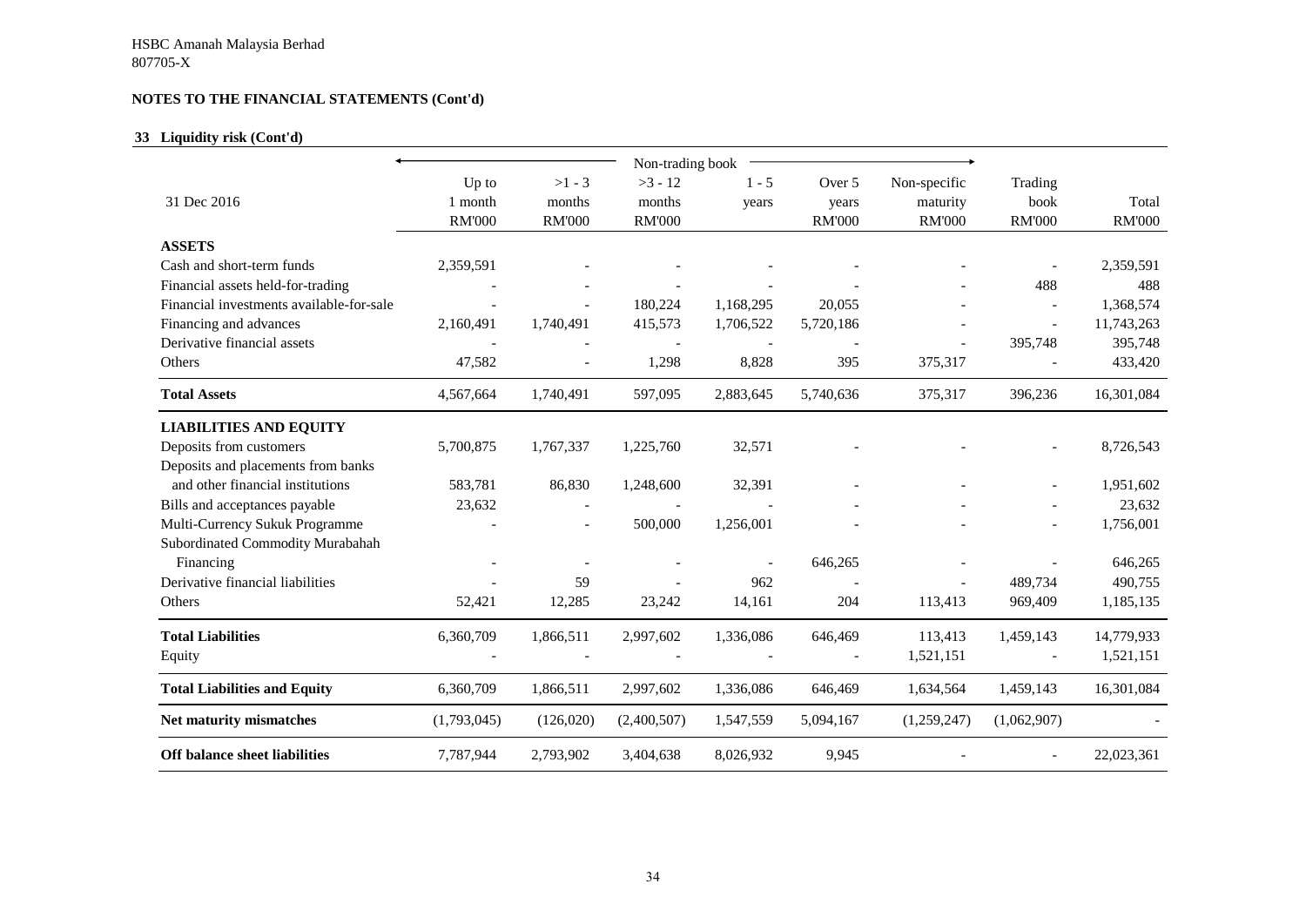HSBC Amanah Malaysia Berhad
807705-X

**NOTES TO THE FINANCIAL STATEMENTS (Cont'd)**

**33 Liquidity risk (Cont'd)**

| | Non-trading book | | | | | | | |
|---|---|---|---|---|---|---|---|---|
| 31 Dec 2016 | Up to 1 month RM'000 | >1 - 3 months RM'000 | >3 - 12 months RM'000 | 1 - 5 years | Over 5 years RM'000 | Non-specific maturity RM'000 | Trading book RM'000 | Total RM'000 |
| **ASSETS** | | | | | | | | |
| Cash and short-term funds | 2,359,591 | - | - | - | - | - | - | 2,359,591 |
| Financial assets held-for-trading | - | - | - | - | - | - | 488 | 488 |
| Financial investments available-for-sale | - | - | 180,224 | 1,168,295 | 20,055 | - | - | 1,368,574 |
| Financing and advances | 2,160,491 | 1,740,491 | 415,573 | 1,706,522 | 5,720,186 | - | - | 11,743,263 |
| Derivative financial assets | - | - | - | - | - | - | 395,748 | 395,748 |
| Others | 47,582 | - | 1,298 | 8,828 | 395 | 375,317 | - | 433,420 |
| **Total Assets** | 4,567,664 | 1,740,491 | 597,095 | 2,883,645 | 5,740,636 | 375,317 | 396,236 | 16,301,084 |
| **LIABILITIES AND EQUITY** | | | | | | | | |
| Deposits from customers | 5,700,875 | 1,767,337 | 1,225,760 | 32,571 | - | - | - | 8,726,543 |
| Deposits and placements from banks and other financial institutions | 583,781 | 86,830 | 1,248,600 | 32,391 | - | - | - | 1,951,602 |
| Bills and acceptances payable | 23,632 | - | - | - | - | - | - | 23,632 |
| Multi-Currency Sukuk Programme | - | - | 500,000 | 1,256,001 | - | - | - | 1,756,001 |
| Subordinated Commodity Murabahah Financing | - | - | - | - | 646,265 | - | - | 646,265 |
| Derivative financial liabilities | - | 59 | - | 962 | - | - | 489,734 | 490,755 |
| Others | 52,421 | 12,285 | 23,242 | 14,161 | 204 | 113,413 | 969,409 | 1,185,135 |
| **Total Liabilities** | 6,360,709 | 1,866,511 | 2,997,602 | 1,336,086 | 646,469 | 113,413 | 1,459,143 | 14,779,933 |
| Equity | - | - | - | - | - | 1,521,151 | - | 1,521,151 |
| **Total Liabilities and Equity** | 6,360,709 | 1,866,511 | 2,997,602 | 1,336,086 | 646,469 | 1,634,564 | 1,459,143 | 16,301,084 |
| **Net maturity mismatches** | (1,793,045) | (126,020) | (2,400,507) | 1,547,559 | 5,094,167 | (1,259,247) | (1,062,907) | - |
| **Off balance sheet liabilities** | 7,787,944 | 2,793,902 | 3,404,638 | 8,026,932 | 9,945 | - | - | 22,023,361 |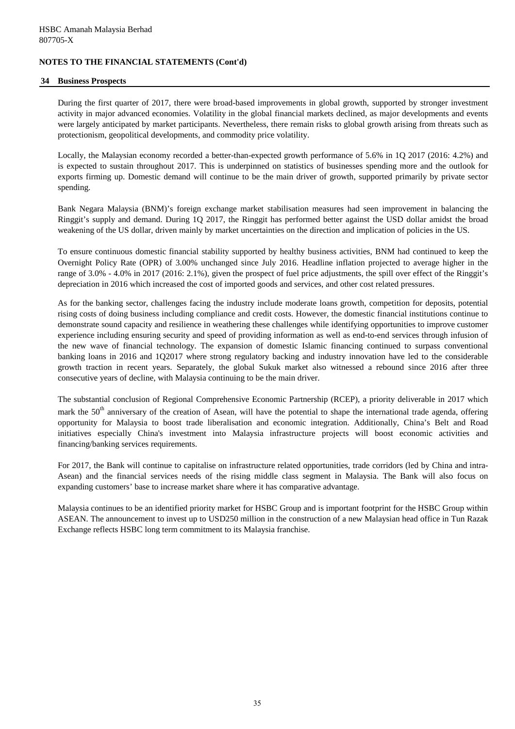HSBC Amanah Malaysia Berhad
807705-X

**NOTES TO THE FINANCIAL STATEMENTS (Cont'd)**

## 34 Business Prospects

During the first quarter of 2017, there were broad-based improvements in global growth, supported by stronger investment activity in major advanced economies. Volatility in the global financial markets declined, as major developments and events were largely anticipated by market participants. Nevertheless, there remain risks to global growth arising from threats such as protectionism, geopolitical developments, and commodity price volatility.

Locally, the Malaysian economy recorded a better-than-expected growth performance of 5.6% in 1Q 2017 (2016: 4.2%) and is expected to sustain throughout 2017. This is underpinned on statistics of businesses spending more and the outlook for exports firming up. Domestic demand will continue to be the main driver of growth, supported primarily by private sector spending.

Bank Negara Malaysia (BNM)'s foreign exchange market stabilisation measures had seen improvement in balancing the Ringgit's supply and demand. During 1Q 2017, the Ringgit has performed better against the USD dollar amidst the broad weakening of the US dollar, driven mainly by market uncertainties on the direction and implication of policies in the US.

To ensure continuous domestic financial stability supported by healthy business activities, BNM had continued to keep the Overnight Policy Rate (OPR) of 3.00% unchanged since July 2016. Headline inflation projected to average higher in the range of 3.0% - 4.0% in 2017 (2016: 2.1%), given the prospect of fuel price adjustments, the spill over effect of the Ringgit's depreciation in 2016 which increased the cost of imported goods and services, and other cost related pressures.

As for the banking sector, challenges facing the industry include moderate loans growth, competition for deposits, potential rising costs of doing business including compliance and credit costs. However, the domestic financial institutions continue to demonstrate sound capacity and resilience in weathering these challenges while identifying opportunities to improve customer experience including ensuring security and speed of providing information as well as end-to-end services through infusion of the new wave of financial technology. The expansion of domestic Islamic financing continued to surpass conventional banking loans in 2016 and 1Q2017 where strong regulatory backing and industry innovation have led to the considerable growth traction in recent years. Separately, the global Sukuk market also witnessed a rebound since 2016 after three consecutive years of decline, with Malaysia continuing to be the main driver.

The substantial conclusion of Regional Comprehensive Economic Partnership (RCEP), a priority deliverable in 2017 which mark the 50th anniversary of the creation of Asean, will have the potential to shape the international trade agenda, offering opportunity for Malaysia to boost trade liberalisation and economic integration. Additionally, China's Belt and Road initiatives especially China's investment into Malaysia infrastructure projects will boost economic activities and financing/banking services requirements.

For 2017, the Bank will continue to capitalise on infrastructure related opportunities, trade corridors (led by China and intra-Asean) and the financial services needs of the rising middle class segment in Malaysia. The Bank will also focus on expanding customers' base to increase market share where it has comparative advantage.

Malaysia continues to be an identified priority market for HSBC Group and is important footprint for the HSBC Group within ASEAN. The announcement to invest up to USD250 million in the construction of a new Malaysian head office in Tun Razak Exchange reflects HSBC long term commitment to its Malaysia franchise.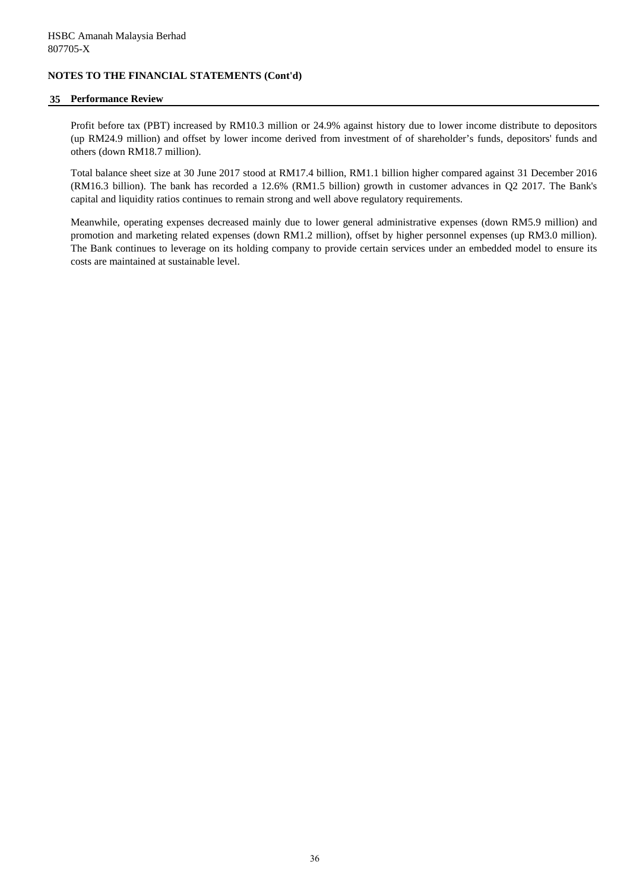HSBC Amanah Malaysia Berhad
807705-X

**NOTES TO THE FINANCIAL STATEMENTS (Cont'd)**

## 35 Performance Review

Profit before tax (PBT) increased by RM10.3 million or 24.9% against history due to lower income distribute to depositors (up RM24.9 million) and offset by lower income derived from investment of of shareholder's funds, depositors' funds and others (down RM18.7 million).

Total balance sheet size at 30 June 2017 stood at RM17.4 billion, RM1.1 billion higher compared against 31 December 2016 (RM16.3 billion). The bank has recorded a 12.6% (RM1.5 billion) growth in customer advances in Q2 2017. The Bank's capital and liquidity ratios continues to remain strong and well above regulatory requirements.

Meanwhile, operating expenses decreased mainly due to lower general administrative expenses (down RM5.9 million) and promotion and marketing related expenses (down RM1.2 million), offset by higher personnel expenses (up RM3.0 million). The Bank continues to leverage on its holding company to provide certain services under an embedded model to ensure its costs are maintained at sustainable level.